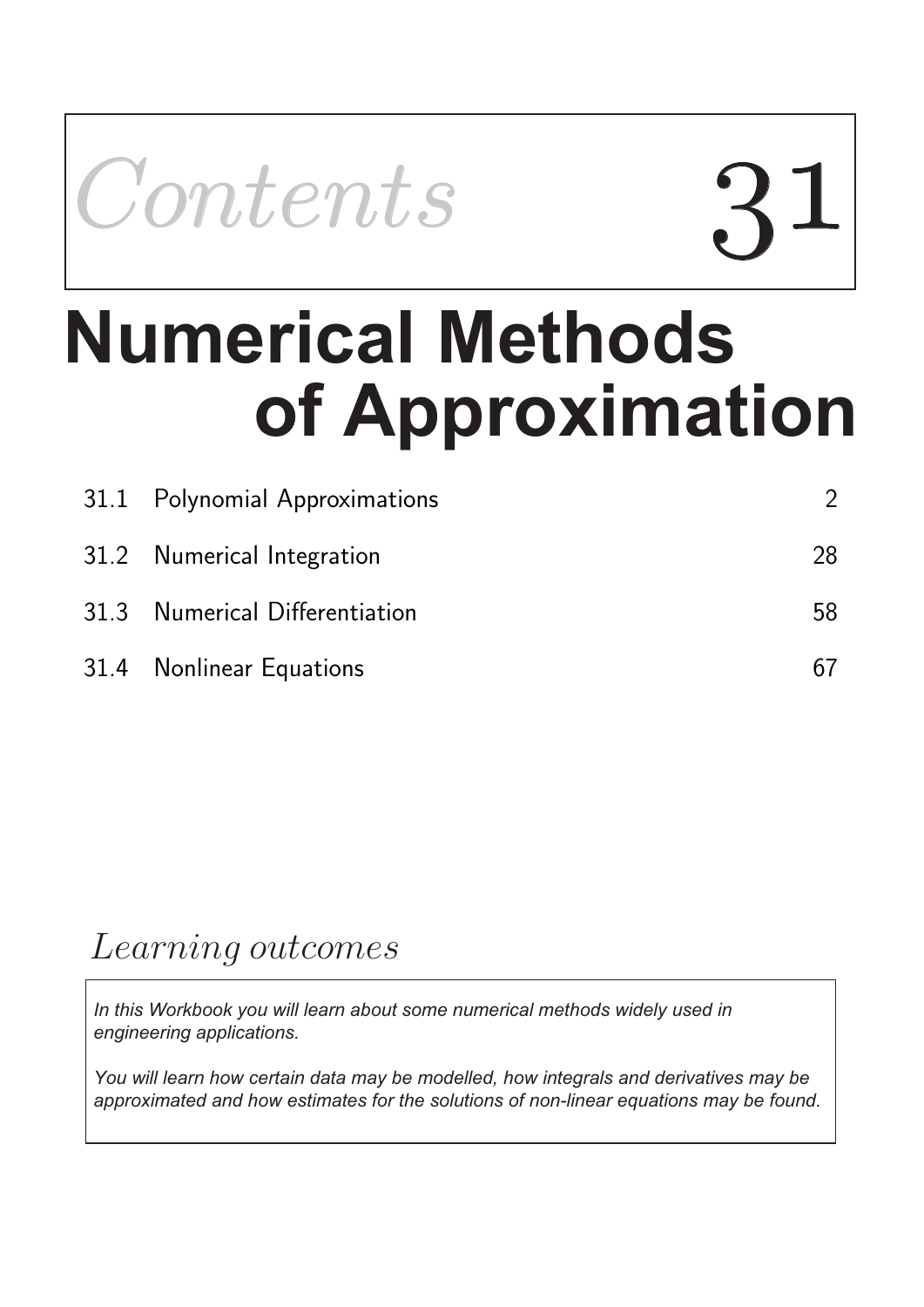# Contents 31

# Numerical Methods of Approximation

| | | |
|---|---|---|
| 31.1 | Polynomial Approximations | 2 |
| 31.2 | Numerical Integration | 28 |
| 31.3 | Numerical Differentiation | 58 |
| 31.4 | Nonlinear Equations | 67 |

## *Learning outcomes*

*In this Workbook you will learn about some numerical methods widely used in engineering applications.*

*You will learn how certain data may be modelled, how integrals and derivatives may be approximated and how estimates for the solutions of non-linear equations may be found.*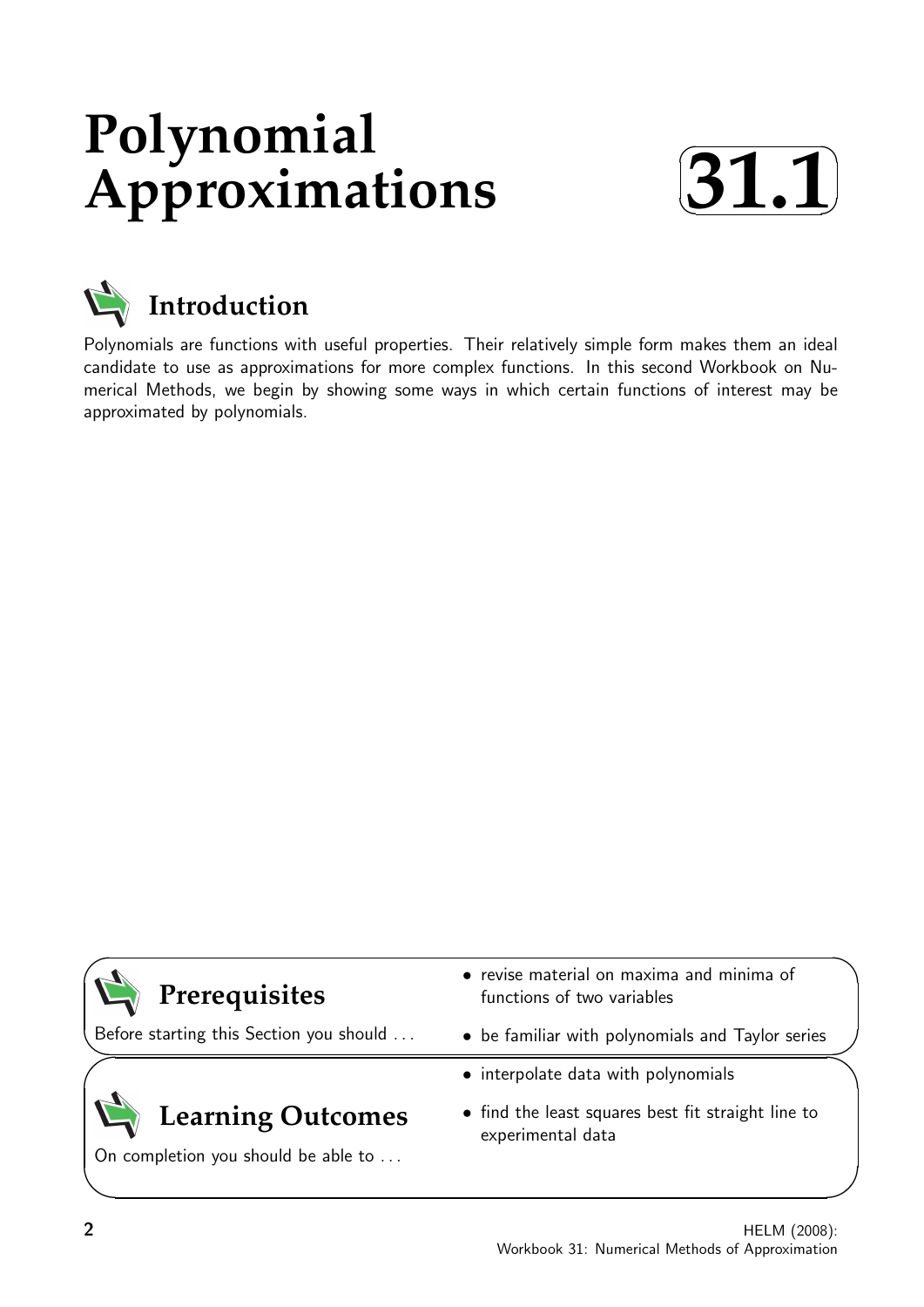# Polynomial Approximations

**31.1**

## Introduction

Polynomials are functions with useful properties. Their relatively simple form makes them an ideal candidate to use as approximations for more complex functions. In this second Workbook on Numerical Methods, we begin by showing some ways in which certain functions of interest may be approximated by polynomials.

## Prerequisites

Before starting this Section you should ...

- revise material on maxima and minima of functions of two variables
- be familiar with polynomials and Taylor series

## Learning Outcomes

On completion you should be able to ...

- interpolate data with polynomials
- find the least squares best fit straight line to experimental data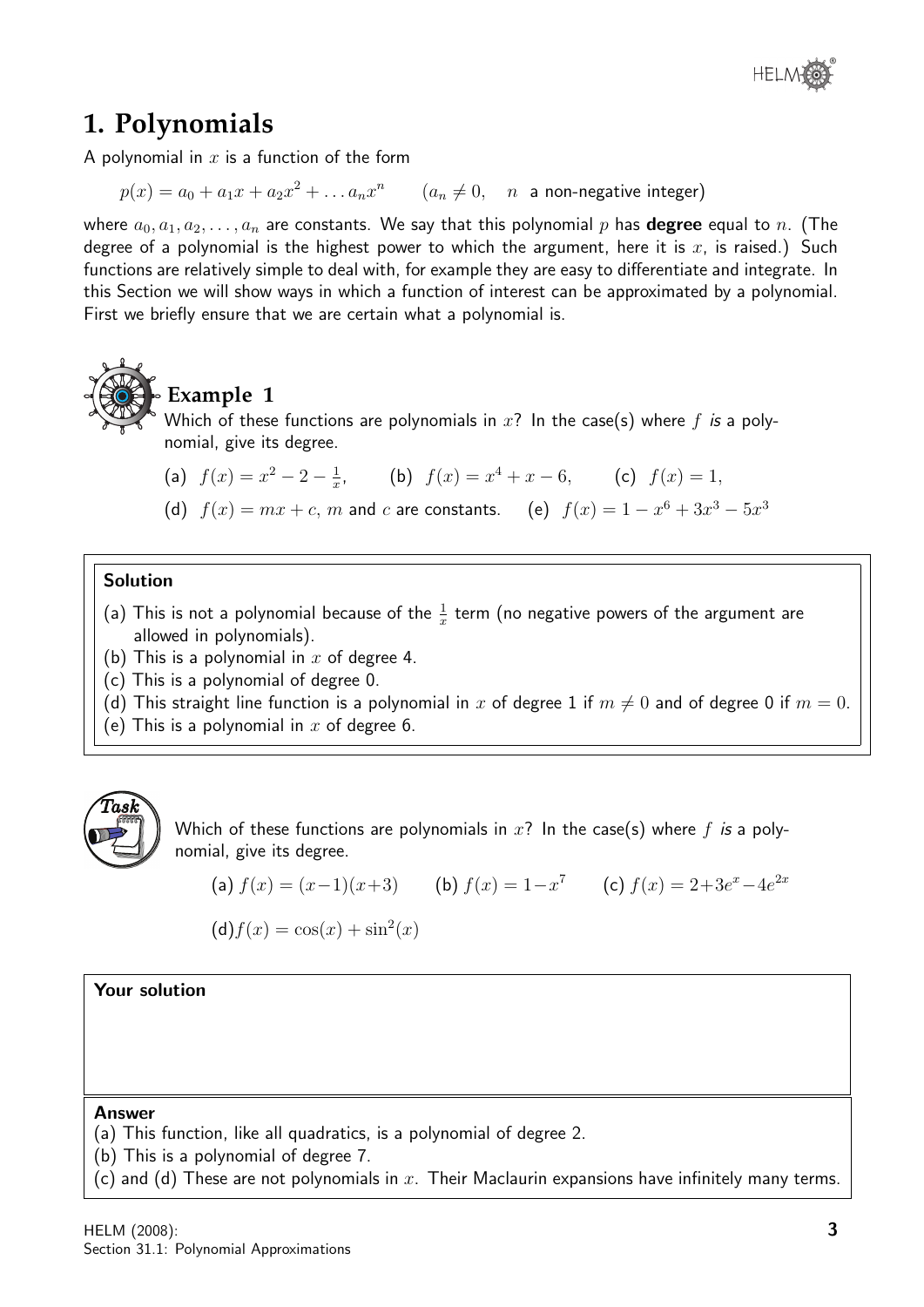# 1. Polynomials

A polynomial in $x$ is a function of the form

$$p(x) = a_0 + a_1 x + a_2 x^2 + \dots a_n x^n \qquad (a_n \neq 0, \quad n \text{ a non-negative integer})$$

where $a_0, a_1, a_2, \dots, a_n$ are constants. We say that this polynomial $p$ has **degree** equal to $n$. (The degree of a polynomial is the highest power to which the argument, here it is $x$, is raised.) Such functions are relatively simple to deal with, for example they are easy to differentiate and integrate. In this Section we will show ways in which a function of interest can be approximated by a polynomial. First we briefly ensure that we are certain what a polynomial is.

## Example 1

Which of these functions are polynomials in $x$? In the case(s) where $f$ *is* a polynomial, give its degree.

(a) $f(x) = x^2 - 2 - \frac{1}{x}$, (b) $f(x) = x^4 + x - 6$, (c) $f(x) = 1$,

(d) $f(x) = mx + c$, $m$ and $c$ are constants. (e) $f(x) = 1 - x^6 + 3x^3 - 5x^3$

**Solution**

(a) This is not a polynomial because of the $\frac{1}{x}$ term (no negative powers of the argument are allowed in polynomials).

(b) This is a polynomial in $x$ of degree 4.

(c) This is a polynomial of degree 0.

(d) This straight line function is a polynomial in $x$ of degree 1 if $m \neq 0$ and of degree 0 if $m = 0$.

(e) This is a polynomial in $x$ of degree 6.

**Task**

Which of these functions are polynomials in $x$? In the case(s) where $f$ *is* a polynomial, give its degree.

(a) $f(x) = (x-1)(x+3)$ (b) $f(x) = 1 - x^7$ (c) $f(x) = 2 + 3e^x - 4e^{2x}$

(d) $f(x) = \cos(x) + \sin^2(x)$

**Your solution**

**Answer**

(a) This function, like all quadratics, is a polynomial of degree 2.

(b) This is a polynomial of degree 7.

(c) and (d) These are not polynomials in $x$. Their Maclaurin expansions have infinitely many terms.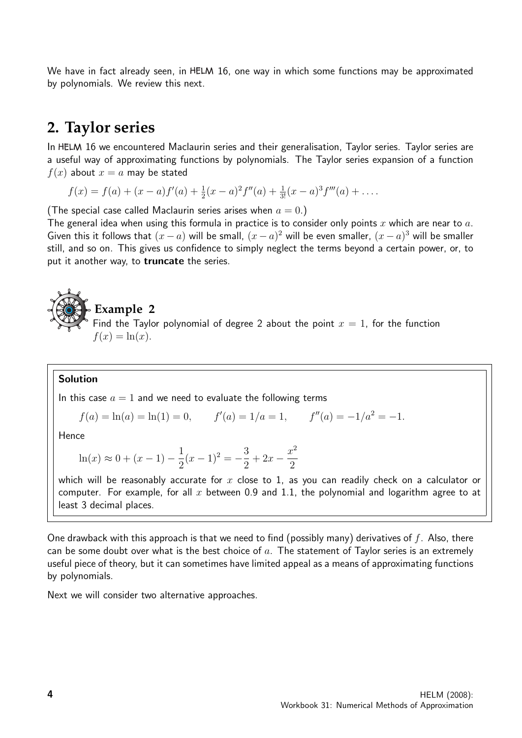We have in fact already seen, in HELM 16, one way in which some functions may be approximated by polynomials. We review this next.

## 2. Taylor series

In HELM 16 we encountered Maclaurin series and their generalisation, Taylor series. Taylor series are a useful way of approximating functions by polynomials. The Taylor series expansion of a function $f(x)$ about $x = a$ may be stated

$$f(x) = f(a) + (x-a)f'(a) + \tfrac{1}{2}(x-a)^2 f''(a) + \tfrac{1}{3!}(x-a)^3 f'''(a) + \ldots.$$

(The special case called Maclaurin series arises when $a = 0$.)

The general idea when using this formula in practice is to consider only points $x$ which are near to $a$. Given this it follows that $(x-a)$ will be small, $(x-a)^2$ will be even smaller, $(x-a)^3$ will be smaller still, and so on. This gives us confidence to simply neglect the terms beyond a certain power, or, to put it another way, to **truncate** the series.

### Example 2

Find the Taylor polynomial of degree 2 about the point $x = 1$, for the function $f(x) = \ln(x)$.

**Solution**

In this case $a = 1$ and we need to evaluate the following terms

$$f(a) = \ln(a) = \ln(1) = 0, \qquad f'(a) = 1/a = 1, \qquad f''(a) = -1/a^2 = -1.$$

Hence

$$\ln(x) \approx 0 + (x-1) - \frac{1}{2}(x-1)^2 = -\frac{3}{2} + 2x - \frac{x^2}{2}$$

which will be reasonably accurate for $x$ close to 1, as you can readily check on a calculator or computer. For example, for all $x$ between 0.9 and 1.1, the polynomial and logarithm agree to at least 3 decimal places.

One drawback with this approach is that we need to find (possibly many) derivatives of $f$. Also, there can be some doubt over what is the best choice of $a$. The statement of Taylor series is an extremely useful piece of theory, but it can sometimes have limited appeal as a means of approximating functions by polynomials.

Next we will consider two alternative approaches.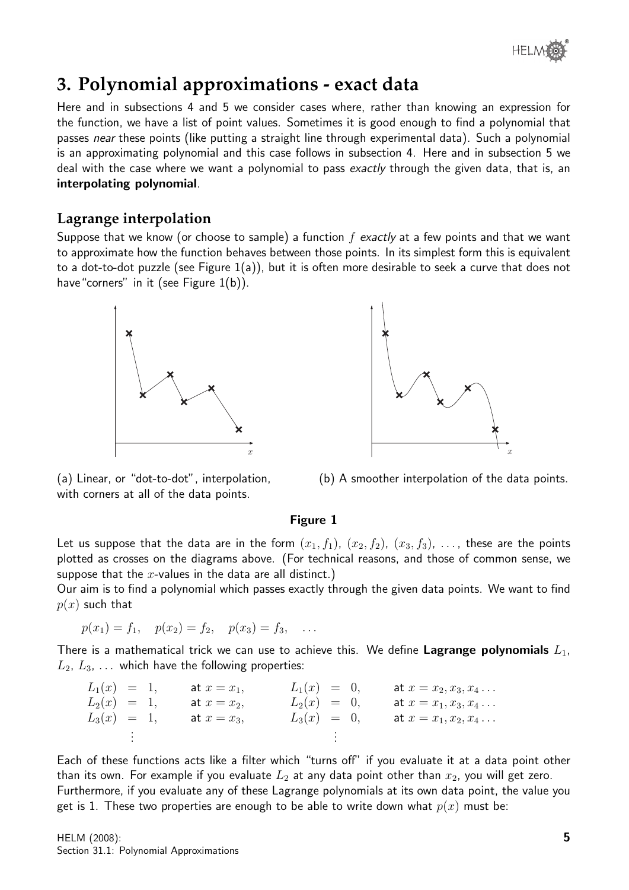# 3. Polynomial approximations - exact data

Here and in subsections 4 and 5 we consider cases where, rather than knowing an expression for the function, we have a list of point values. Sometimes it is good enough to find a polynomial that passes *near* these points (like putting a straight line through experimental data). Such a polynomial is an approximating polynomial and this case follows in subsection 4. Here and in subsection 5 we deal with the case where we want a polynomial to pass *exactly* through the given data, that is, an **interpolating polynomial**.

## Lagrange interpolation

Suppose that we know (or choose to sample) a function $f$ *exactly* at a few points and that we want to approximate how the function behaves between those points. In its simplest form this is equivalent to a dot-to-dot puzzle (see Figure 1(a)), but it is often more desirable to seek a curve that does not have "corners" in it (see Figure 1(b)).

(a) Linear, or "dot-to-dot", interpolation, with corners at all of the data points.

(b) A smoother interpolation of the data points.

**Figure 1**

Let us suppose that the data are in the form $(x_1, f_1)$, $(x_2, f_2)$, $(x_3, f_3)$, ..., these are the points plotted as crosses on the diagrams above. (For technical reasons, and those of common sense, we suppose that the $x$-values in the data are all distinct.)

Our aim is to find a polynomial which passes exactly through the given data points. We want to find $p(x)$ such that

$$p(x_1) = f_1, \quad p(x_2) = f_2, \quad p(x_3) = f_3, \quad \ldots$$

There is a mathematical trick we can use to achieve this. We define **Lagrange polynomials** $L_1$, $L_2$, $L_3$, ... which have the following properties:

$$\begin{array}{llll}
L_1(x) = 1, & \text{at } x = x_1, & L_1(x) = 0, & \text{at } x = x_2, x_3, x_4 \ldots \\
L_2(x) = 1, & \text{at } x = x_2, & L_2(x) = 0, & \text{at } x = x_1, x_3, x_4 \ldots \\
L_3(x) = 1, & \text{at } x = x_3, & L_3(x) = 0, & \text{at } x = x_1, x_2, x_4 \ldots \\
\vdots & & \vdots &
\end{array}$$

Each of these functions acts like a filter which "turns off" if you evaluate it at a data point other than its own. For example if you evaluate $L_2$ at any data point other than $x_2$, you will get zero.

Furthermore, if you evaluate any of these Lagrange polynomials at its own data point, the value you get is 1. These two properties are enough to be able to write down what $p(x)$ must be: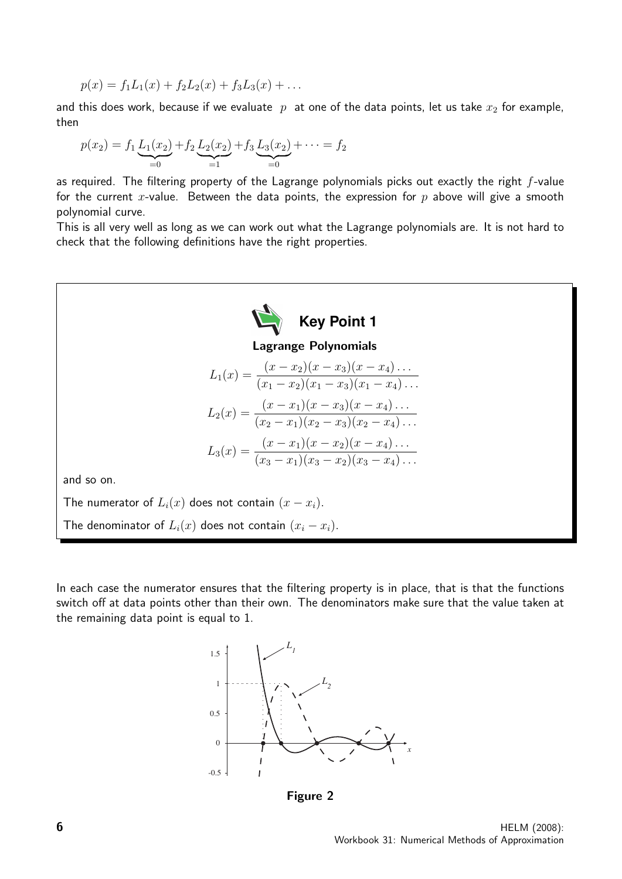$$p(x) = f_1 L_1(x) + f_2 L_2(x) + f_3 L_3(x) + \dots$$

and this does work, because if we evaluate $p$ at one of the data points, let us take $x_2$ for example, then

$$p(x_2) = f_1 \underbrace{L_1(x_2)}_{=0} + f_2 \underbrace{L_2(x_2)}_{=1} + f_3 \underbrace{L_3(x_2)}_{=0} + \dots = f_2$$

as required. The filtering property of the Lagrange polynomials picks out exactly the right $f$-value for the current $x$-value. Between the data points, the expression for $p$ above will give a smooth polynomial curve.

This is all very well as long as we can work out what the Lagrange polynomials are. It is not hard to check that the following definitions have the right properties.

> **Key Point 1**
>
> **Lagrange Polynomials**
>
> $$L_1(x) = \frac{(x - x_2)(x - x_3)(x - x_4)\dots}{(x_1 - x_2)(x_1 - x_3)(x_1 - x_4)\dots}$$
>
> $$L_2(x) = \frac{(x - x_1)(x - x_3)(x - x_4)\dots}{(x_2 - x_1)(x_2 - x_3)(x_2 - x_4)\dots}$$
>
> $$L_3(x) = \frac{(x - x_1)(x - x_2)(x - x_4)\dots}{(x_3 - x_1)(x_3 - x_2)(x_3 - x_4)\dots}$$
>
> and so on.
>
> The numerator of $L_i(x)$ does not contain $(x - x_i)$.
>
> The denominator of $L_i(x)$ does not contain $(x_i - x_i)$.

In each case the numerator ensures that the filtering property is in place, that is that the functions switch off at data points other than their own. The denominators make sure that the value taken at the remaining data point is equal to 1.

**Figure 2**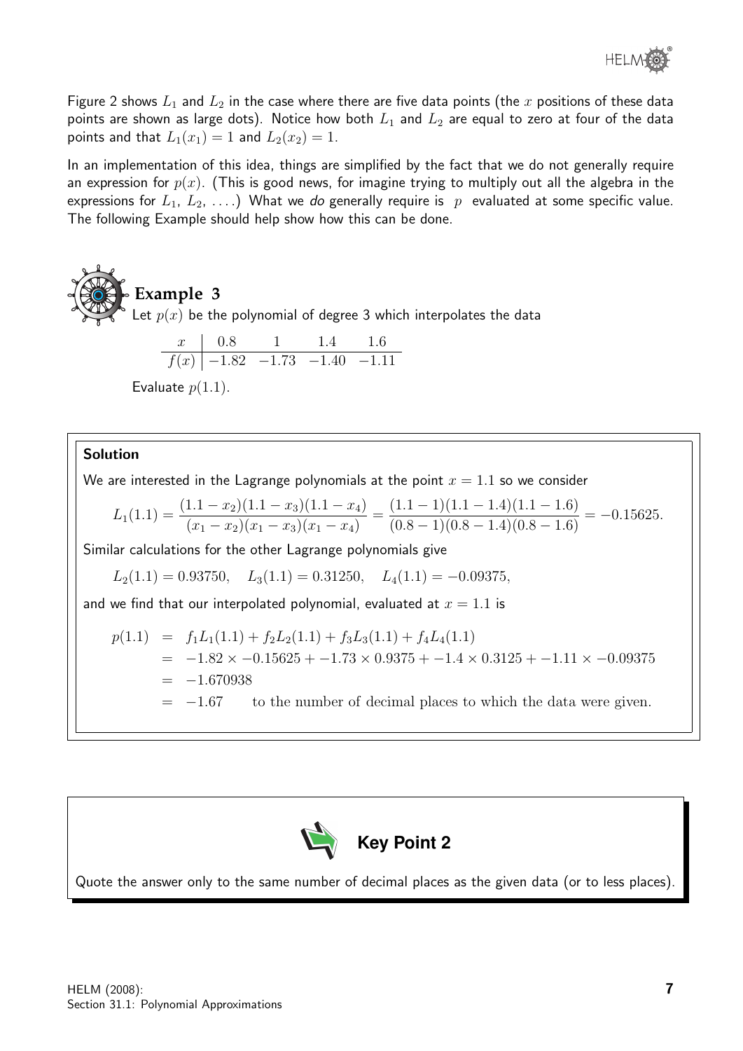Figure 2 shows $L_1$ and $L_2$ in the case where there are five data points (the $x$ positions of these data points are shown as large dots). Notice how both $L_1$ and $L_2$ are equal to zero at four of the data points and that $L_1(x_1) = 1$ and $L_2(x_2) = 1$.

In an implementation of this idea, things are simplified by the fact that we do not generally require an expression for $p(x)$. (This is good news, for imagine trying to multiply out all the algebra in the expressions for $L_1$, $L_2$, $\ldots$.) What we *do* generally require is $p$ evaluated at some specific value. The following Example should help show how this can be done.

## Example 3

Let $p(x)$ be the polynomial of degree 3 which interpolates the data

| $x$ | 0.8 | 1 | 1.4 | 1.6 |
|---|---|---|---|---|
| $f(x)$ | $-1.82$ | $-1.73$ | $-1.40$ | $-1.11$ |

Evaluate $p(1.1)$.

### Solution

We are interested in the Lagrange polynomials at the point $x = 1.1$ so we consider

$$L_1(1.1) = \frac{(1.1 - x_2)(1.1 - x_3)(1.1 - x_4)}{(x_1 - x_2)(x_1 - x_3)(x_1 - x_4)} = \frac{(1.1 - 1)(1.1 - 1.4)(1.1 - 1.6)}{(0.8 - 1)(0.8 - 1.4)(0.8 - 1.6)} = -0.15625.$$

Similar calculations for the other Lagrange polynomials give

$$L_2(1.1) = 0.93750, \quad L_3(1.1) = 0.31250, \quad L_4(1.1) = -0.09375,$$

and we find that our interpolated polynomial, evaluated at $x = 1.1$ is

$$\begin{aligned} p(1.1) &= f_1 L_1(1.1) + f_2 L_2(1.1) + f_3 L_3(1.1) + f_4 L_4(1.1) \\ &= -1.82 \times -0.15625 + -1.73 \times 0.9375 + -1.4 \times 0.3125 + -1.11 \times -0.09375 \\ &= -1.670938 \\ &= -1.67 \qquad \text{to the number of decimal places to which the data were given.} \end{aligned}$$

**Key Point 2**

Quote the answer only to the same number of decimal places as the given data (or to less places).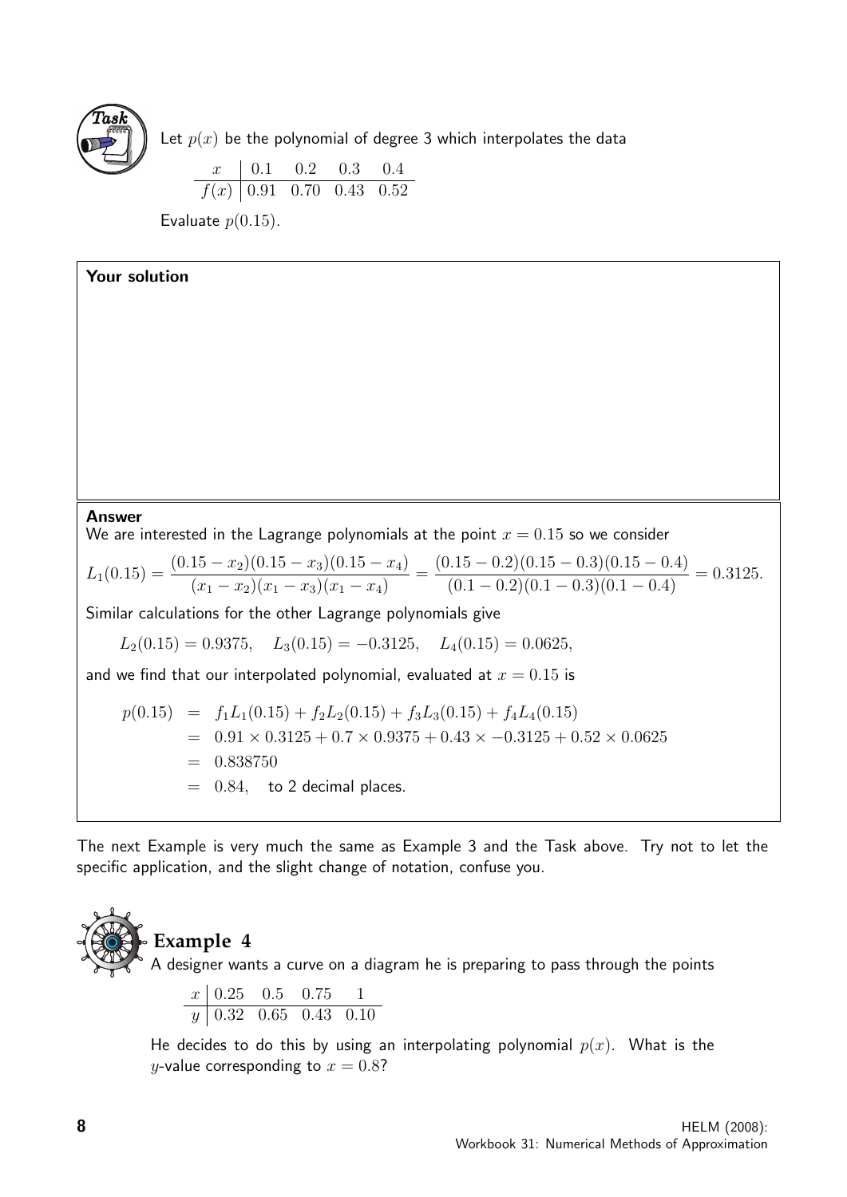**Task**

Let $p(x)$ be the polynomial of degree 3 which interpolates the data

| $x$ | 0.1 | 0.2 | 0.3 | 0.4 |
|---|---|---|---|---|
| $f(x)$ | 0.91 | 0.70 | 0.43 | 0.52 |

Evaluate $p(0.15)$.

**Your solution**

**Answer**

We are interested in the Lagrange polynomials at the point $x = 0.15$ so we consider

$$L_1(0.15) = \frac{(0.15 - x_2)(0.15 - x_3)(0.15 - x_4)}{(x_1 - x_2)(x_1 - x_3)(x_1 - x_4)} = \frac{(0.15 - 0.2)(0.15 - 0.3)(0.15 - 0.4)}{(0.1 - 0.2)(0.1 - 0.3)(0.1 - 0.4)} = 0.3125.$$

Similar calculations for the other Lagrange polynomials give

$$L_2(0.15) = 0.9375, \quad L_3(0.15) = -0.3125, \quad L_4(0.15) = 0.0625,$$

and we find that our interpolated polynomial, evaluated at $x = 0.15$ is

$$\begin{aligned} p(0.15) &= f_1 L_1(0.15) + f_2 L_2(0.15) + f_3 L_3(0.15) + f_4 L_4(0.15) \\ &= 0.91 \times 0.3125 + 0.7 \times 0.9375 + 0.43 \times -0.3125 + 0.52 \times 0.0625 \\ &= 0.838750 \\ &= 0.84, \quad \text{to 2 decimal places.} \end{aligned}$$

The next Example is very much the same as Example 3 and the Task above. Try not to let the specific application, and the slight change of notation, confuse you.

## Example 4

A designer wants a curve on a diagram he is preparing to pass through the points

| $x$ | 0.25 | 0.5 | 0.75 | 1 |
|---|---|---|---|---|
| $y$ | 0.32 | 0.65 | 0.43 | 0.10 |

He decides to do this by using an interpolating polynomial $p(x)$. What is the $y$-value corresponding to $x = 0.8$?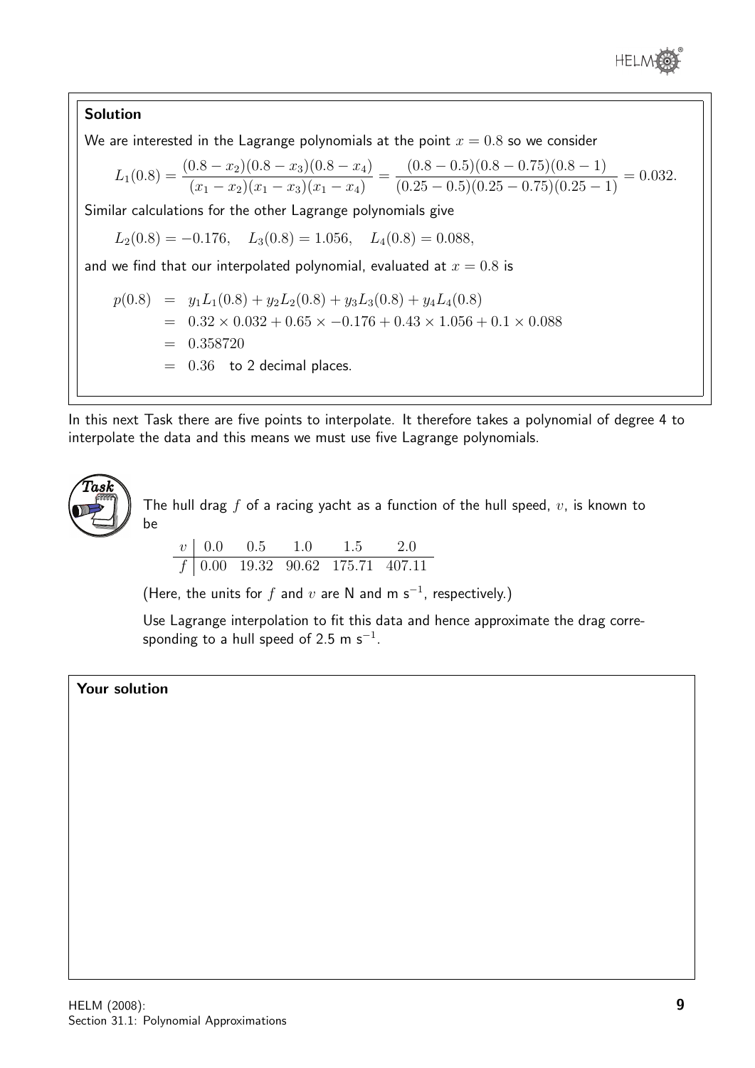#### Solution

We are interested in the Lagrange polynomials at the point $x = 0.8$ so we consider

$$L_1(0.8) = \frac{(0.8 - x_2)(0.8 - x_3)(0.8 - x_4)}{(x_1 - x_2)(x_1 - x_3)(x_1 - x_4)} = \frac{(0.8 - 0.5)(0.8 - 0.75)(0.8 - 1)}{(0.25 - 0.5)(0.25 - 0.75)(0.25 - 1)} = 0.032.$$

Similar calculations for the other Lagrange polynomials give

$$L_2(0.8) = -0.176, \quad L_3(0.8) = 1.056, \quad L_4(0.8) = 0.088,$$

and we find that our interpolated polynomial, evaluated at $x = 0.8$ is

$$\begin{aligned}
p(0.8) &= y_1 L_1(0.8) + y_2 L_2(0.8) + y_3 L_3(0.8) + y_4 L_4(0.8) \\
&= 0.32 \times 0.032 + 0.65 \times -0.176 + 0.43 \times 1.056 + 0.1 \times 0.088 \\
&= 0.358720 \\
&= 0.36 \quad \text{to 2 decimal places.}
\end{aligned}$$

In this next Task there are five points to interpolate. It therefore takes a polynomial of degree 4 to interpolate the data and this means we must use five Lagrange polynomials.

#### Task

The hull drag $f$ of a racing yacht as a function of the hull speed, $v$, is known to be

| $v$ | 0.0 | 0.5 | 1.0 | 1.5 | 2.0 |
|---|---|---|---|---|---|
| $f$ | 0.00 | 19.32 | 90.62 | 175.71 | 407.11 |

(Here, the units for $f$ and $v$ are N and m s$^{-1}$, respectively.)

Use Lagrange interpolation to fit this data and hence approximate the drag corresponding to a hull speed of 2.5 m s$^{-1}$.

#### Your solution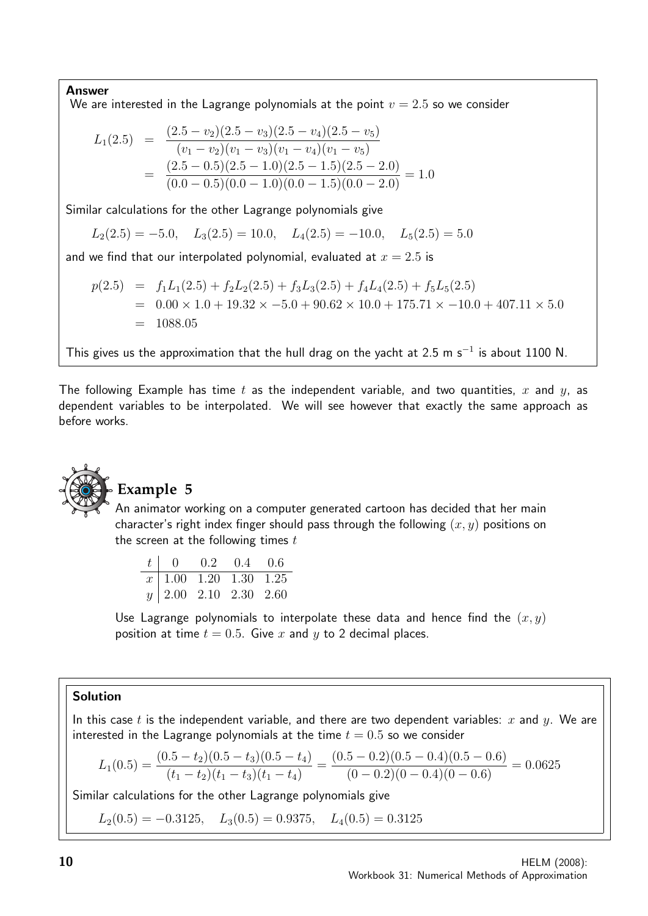**Answer**

We are interested in the Lagrange polynomials at the point $v = 2.5$ so we consider

$$\begin{aligned} L_1(2.5) &= \frac{(2.5 - v_2)(2.5 - v_3)(2.5 - v_4)(2.5 - v_5)}{(v_1 - v_2)(v_1 - v_3)(v_1 - v_4)(v_1 - v_5)} \\ &= \frac{(2.5 - 0.5)(2.5 - 1.0)(2.5 - 1.5)(2.5 - 2.0)}{(0.0 - 0.5)(0.0 - 1.0)(0.0 - 1.5)(0.0 - 2.0)} = 1.0 \end{aligned}$$

Similar calculations for the other Lagrange polynomials give

$$L_2(2.5) = -5.0, \quad L_3(2.5) = 10.0, \quad L_4(2.5) = -10.0, \quad L_5(2.5) = 5.0$$

and we find that our interpolated polynomial, evaluated at $x = 2.5$ is

$$\begin{aligned} p(2.5) &= f_1 L_1(2.5) + f_2 L_2(2.5) + f_3 L_3(2.5) + f_4 L_4(2.5) + f_5 L_5(2.5) \\ &= 0.00 \times 1.0 + 19.32 \times -5.0 + 90.62 \times 10.0 + 175.71 \times -10.0 + 407.11 \times 5.0 \\ &= 1088.05 \end{aligned}$$

This gives us the approximation that the hull drag on the yacht at 2.5 m s$^{-1}$ is about 1100 N.

The following Example has time $t$ as the independent variable, and two quantities, $x$ and $y$, as dependent variables to be interpolated. We will see however that exactly the same approach as before works.

## Example 5

An animator working on a computer generated cartoon has decided that her main character's right index finger should pass through the following $(x, y)$ positions on the screen at the following times $t$

| $t$ | 0 | 0.2 | 0.4 | 0.6 |
|---|---|---|---|---|
| $x$ | 1.00 | 1.20 | 1.30 | 1.25 |
| $y$ | 2.00 | 2.10 | 2.30 | 2.60 |

Use Lagrange polynomials to interpolate these data and hence find the $(x, y)$ position at time $t = 0.5$. Give $x$ and $y$ to 2 decimal places.

**Solution**

In this case $t$ is the independent variable, and there are two dependent variables: $x$ and $y$. We are interested in the Lagrange polynomials at the time $t = 0.5$ so we consider

$$L_1(0.5) = \frac{(0.5 - t_2)(0.5 - t_3)(0.5 - t_4)}{(t_1 - t_2)(t_1 - t_3)(t_1 - t_4)} = \frac{(0.5 - 0.2)(0.5 - 0.4)(0.5 - 0.6)}{(0 - 0.2)(0 - 0.4)(0 - 0.6)} = 0.0625$$

Similar calculations for the other Lagrange polynomials give

$$L_2(0.5) = -0.3125, \quad L_3(0.5) = 0.9375, \quad L_4(0.5) = 0.3125$$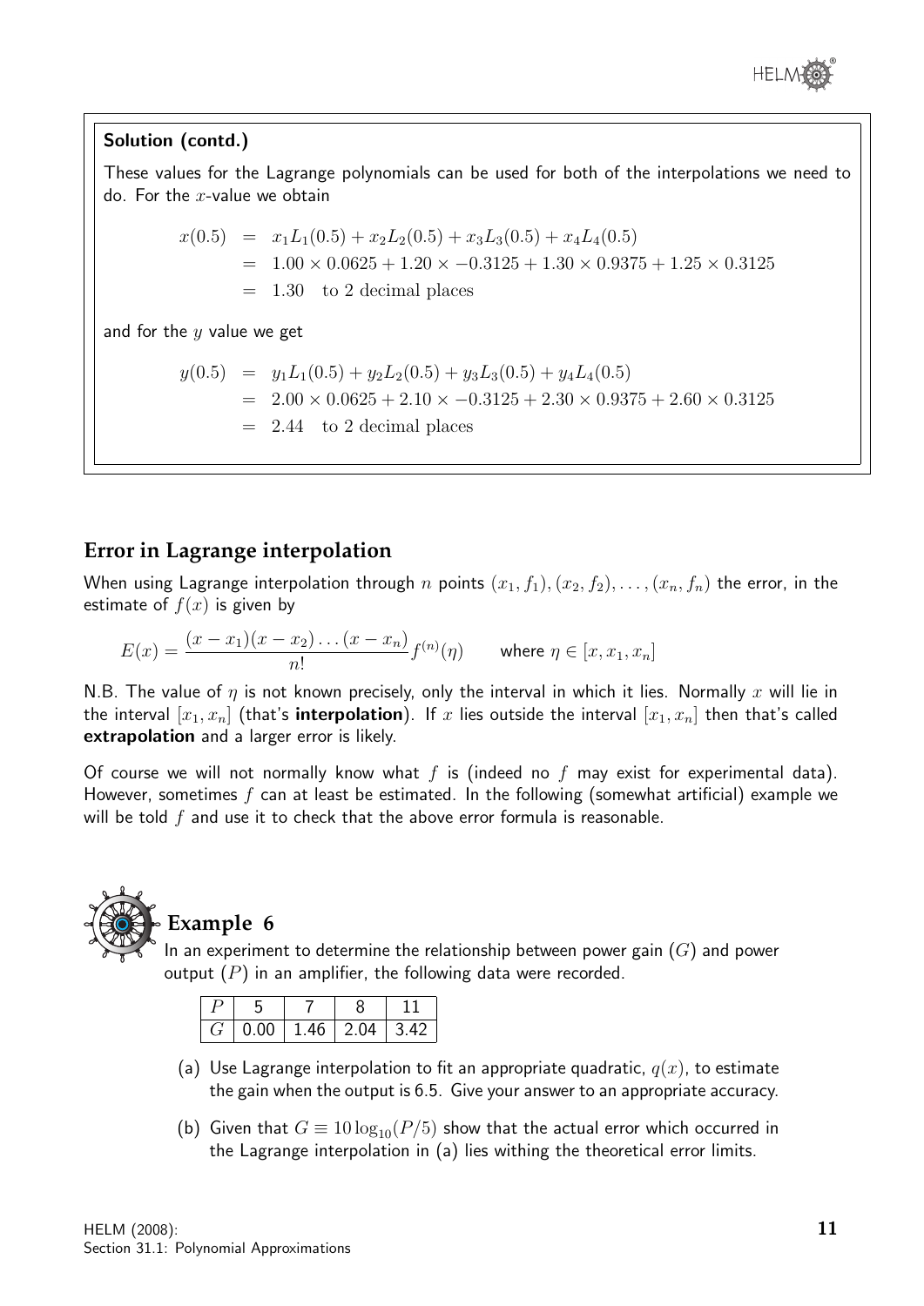**Solution (contd.)**

These values for the Lagrange polynomials can be used for both of the interpolations we need to do. For the $x$-value we obtain

$$\begin{aligned} x(0.5) &= x_1L_1(0.5) + x_2L_2(0.5) + x_3L_3(0.5) + x_4L_4(0.5) \\ &= 1.00 \times 0.0625 + 1.20 \times -0.3125 + 1.30 \times 0.9375 + 1.25 \times 0.3125 \\ &= 1.30 \quad \text{to 2 decimal places} \end{aligned}$$

and for the $y$ value we get

$$\begin{aligned} y(0.5) &= y_1L_1(0.5) + y_2L_2(0.5) + y_3L_3(0.5) + y_4L_4(0.5) \\ &= 2.00 \times 0.0625 + 2.10 \times -0.3125 + 2.30 \times 0.9375 + 2.60 \times 0.3125 \\ &= 2.44 \quad \text{to 2 decimal places} \end{aligned}$$

## Error in Lagrange interpolation

When using Lagrange interpolation through $n$ points $(x_1, f_1), (x_2, f_2), \ldots, (x_n, f_n)$ the error, in the estimate of $f(x)$ is given by

$$E(x) = \frac{(x - x_1)(x - x_2)\ldots(x - x_n)}{n!} f^{(n)}(\eta) \qquad \text{where } \eta \in [x, x_1, x_n]$$

N.B. The value of $\eta$ is not known precisely, only the interval in which it lies. Normally $x$ will lie in the interval $[x_1, x_n]$ (that's **interpolation**). If $x$ lies outside the interval $[x_1, x_n]$ then that's called **extrapolation** and a larger error is likely.

Of course we will not normally know what $f$ is (indeed no $f$ may exist for experimental data). However, sometimes $f$ can at least be estimated. In the following (somewhat artificial) example we will be told $f$ and use it to check that the above error formula is reasonable.

### Example 6

In an experiment to determine the relationship between power gain ($G$) and power output ($P$) in an amplifier, the following data were recorded.

| $P$ | 5 | 7 | 8 | 11 |
|---|---|---|---|---|
| $G$ | 0.00 | 1.46 | 2.04 | 3.42 |

(a) Use Lagrange interpolation to fit an appropriate quadratic, $q(x)$, to estimate the gain when the output is 6.5. Give your answer to an appropriate accuracy.

(b) Given that $G \equiv 10\log_{10}(P/5)$ show that the actual error which occurred in the Lagrange interpolation in (a) lies withing the theoretical error limits.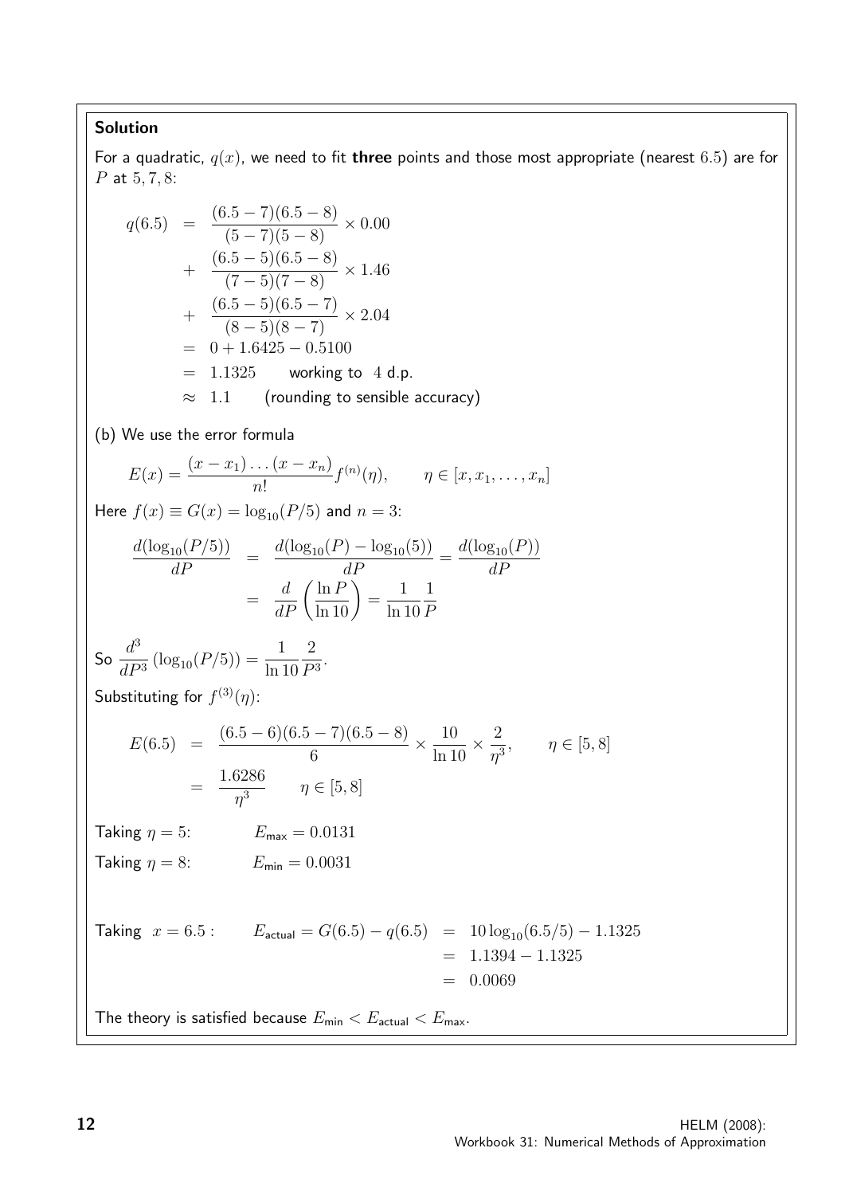**Solution**

For a quadratic, $q(x)$, we need to fit **three** points and those most appropriate (nearest $6.5$) are for $P$ at $5, 7, 8$:

$$
\begin{aligned}
q(6.5) &= \frac{(6.5-7)(6.5-8)}{(5-7)(5-8)} \times 0.00 \\
&+ \frac{(6.5-5)(6.5-8)}{(7-5)(7-8)} \times 1.46 \\
&+ \frac{(6.5-5)(6.5-7)}{(8-5)(8-7)} \times 2.04 \\
&= 0 + 1.6425 - 0.5100 \\
&= 1.1325 \qquad \text{working to } 4 \text{ d.p.} \\
&\approx 1.1 \qquad \text{(rounding to sensible accuracy)}
\end{aligned}
$$

(b) We use the error formula

$$
E(x) = \frac{(x-x_1)\dots(x-x_n)}{n!} f^{(n)}(\eta), \qquad \eta \in [x, x_1, \dots, x_n]
$$

Here $f(x) \equiv G(x) = \log_{10}(P/5)$ and $n = 3$:

$$
\begin{aligned}
\frac{d(\log_{10}(P/5))}{dP} &= \frac{d(\log_{10}(P) - \log_{10}(5))}{dP} = \frac{d(\log_{10}(P))}{dP} \\
&= \frac{d}{dP}\left(\frac{\ln P}{\ln 10}\right) = \frac{1}{\ln 10}\frac{1}{P}
\end{aligned}
$$

So $\dfrac{d^3}{dP^3}(\log_{10}(P/5)) = \dfrac{1}{\ln 10}\dfrac{2}{P^3}$.

Substituting for $f^{(3)}(\eta)$:

$$
\begin{aligned}
E(6.5) &= \frac{(6.5-6)(6.5-7)(6.5-8)}{6} \times \frac{10}{\ln 10} \times \frac{2}{\eta^3}, \qquad \eta \in [5, 8] \\
&= \frac{1.6286}{\eta^3} \qquad \eta \in [5, 8]
\end{aligned}
$$

Taking $\eta = 5$: $\qquad E_{\text{max}} = 0.0131$

Taking $\eta = 8$: $\qquad E_{\text{min}} = 0.0031$

Taking $x = 6.5$:

$$
\begin{aligned}
E_{\text{actual}} = G(6.5) - q(6.5) &= 10\log_{10}(6.5/5) - 1.1325 \\
&= 1.1394 - 1.1325 \\
&= 0.0069
\end{aligned}
$$

The theory is satisfied because $E_{\text{min}} < E_{\text{actual}} < E_{\text{max}}$.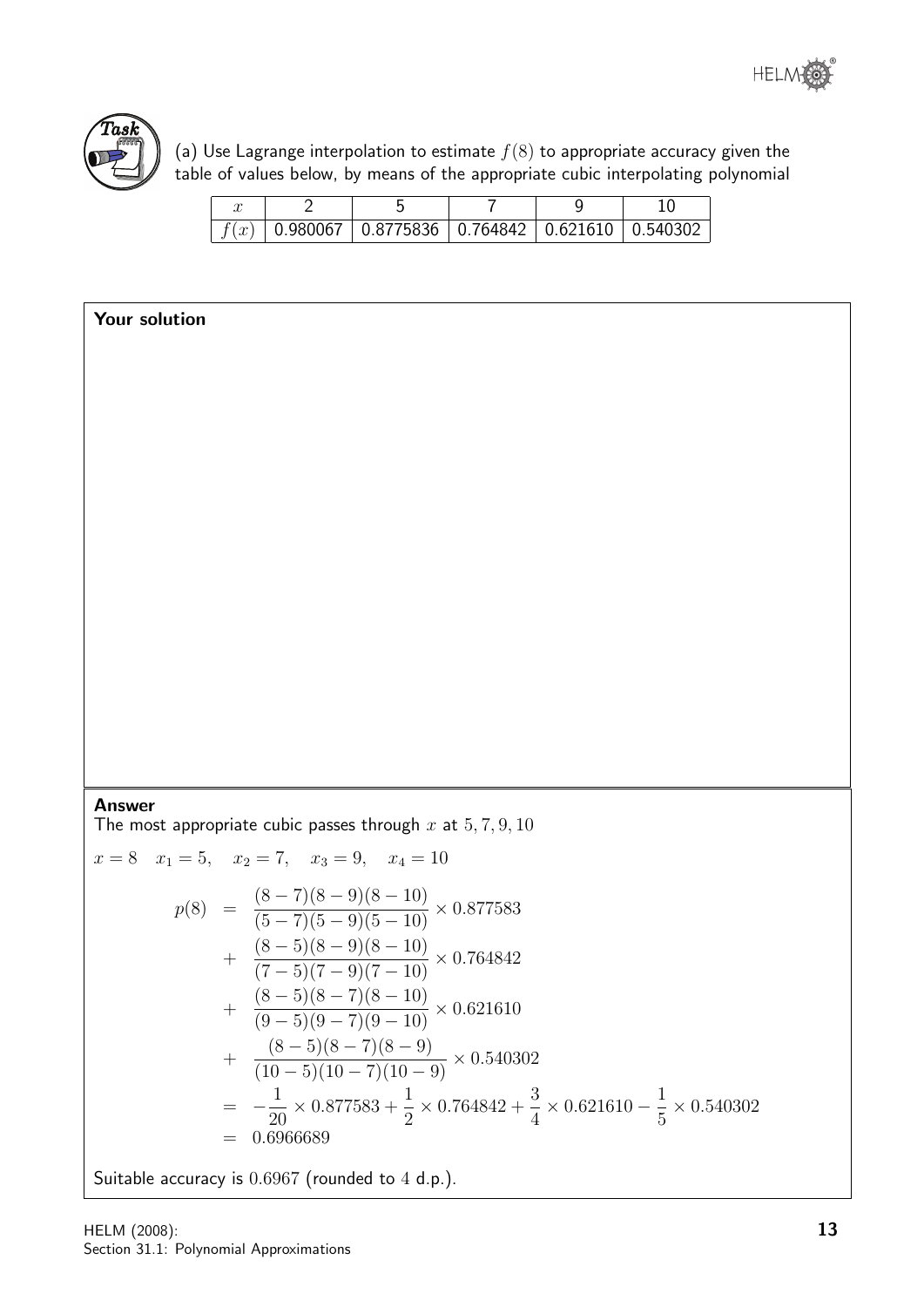**Task**

(a) Use Lagrange interpolation to estimate $f(8)$ to appropriate accuracy given the table of values below, by means of the appropriate cubic interpolating polynomial

| $x$ | 2 | 5 | 7 | 9 | 10 |
|---|---|---|---|---|---|
| $f(x)$ | 0.980067 | 0.8775836 | 0.764842 | 0.621610 | 0.540302 |

**Your solution**

**Answer**

The most appropriate cubic passes through $x$ at $5, 7, 9, 10$

$x = 8 \quad x_1 = 5, \quad x_2 = 7, \quad x_3 = 9, \quad x_4 = 10$

$$
\begin{aligned}
p(8) &= \frac{(8-7)(8-9)(8-10)}{(5-7)(5-9)(5-10)} \times 0.877583 \\
&+ \frac{(8-5)(8-9)(8-10)}{(7-5)(7-9)(7-10)} \times 0.764842 \\
&+ \frac{(8-5)(8-7)(8-10)}{(9-5)(9-7)(9-10)} \times 0.621610 \\
&+ \frac{(8-5)(8-7)(8-9)}{(10-5)(10-7)(10-9)} \times 0.540302 \\
&= -\frac{1}{20} \times 0.877583 + \frac{1}{2} \times 0.764842 + \frac{3}{4} \times 0.621610 - \frac{1}{5} \times 0.540302 \\
&= 0.6966689
\end{aligned}
$$

Suitable accuracy is $0.6967$ (rounded to $4$ d.p.).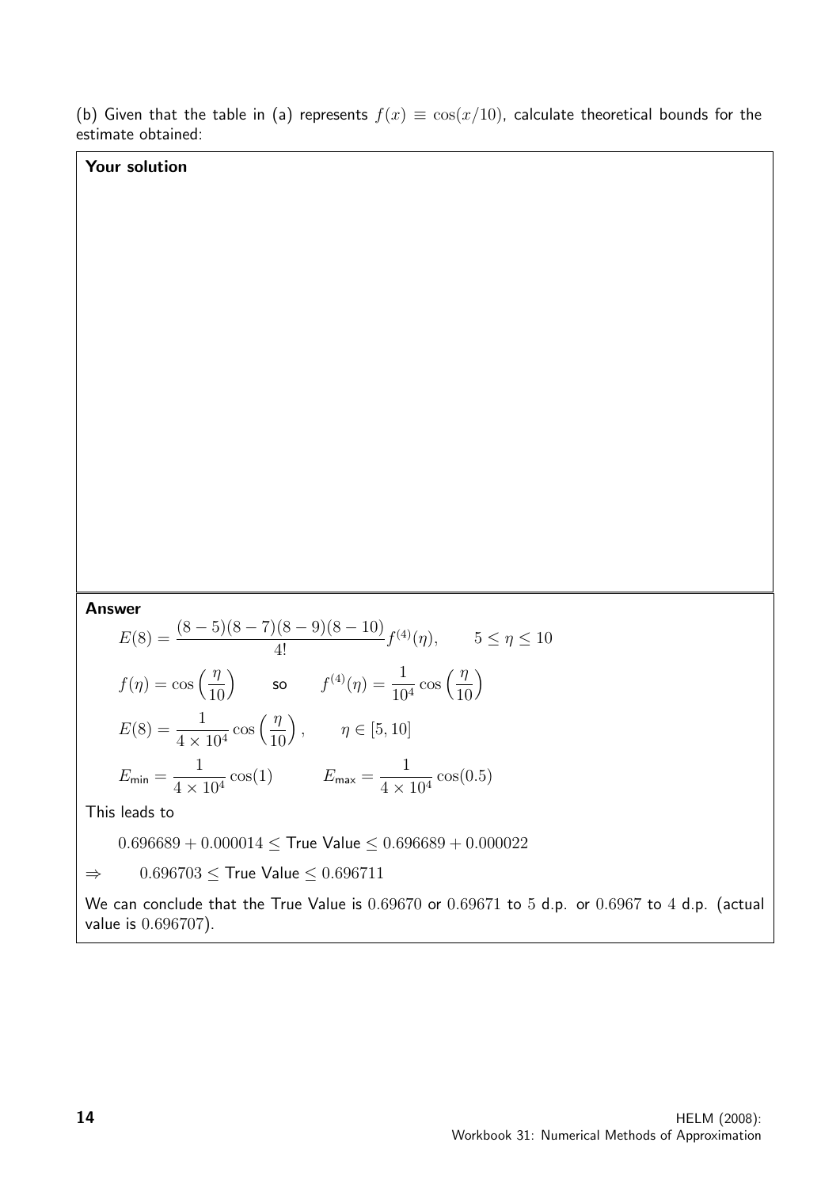(b) Given that the table in (a) represents $f(x) \equiv \cos(x/10)$, calculate theoretical bounds for the estimate obtained:

**Your solution**

**Answer**

$$E(8) = \frac{(8-5)(8-7)(8-9)(8-10)}{4!} f^{(4)}(\eta), \qquad 5 \leq \eta \leq 10$$

$$f(\eta) = \cos\left(\frac{\eta}{10}\right) \qquad \text{so} \qquad f^{(4)}(\eta) = \frac{1}{10^4} \cos\left(\frac{\eta}{10}\right)$$

$$E(8) = \frac{1}{4 \times 10^4} \cos\left(\frac{\eta}{10}\right), \qquad \eta \in [5, 10]$$

$$E_{\text{min}} = \frac{1}{4 \times 10^4} \cos(1) \qquad\qquad E_{\text{max}} = \frac{1}{4 \times 10^4} \cos(0.5)$$

This leads to

$$0.696689 + 0.000014 \leq \text{True Value} \leq 0.696689 + 0.000022$$

$$\Rightarrow \qquad 0.696703 \leq \text{True Value} \leq 0.696711$$

We can conclude that the True Value is $0.69670$ or $0.69671$ to $5$ d.p. or $0.6967$ to $4$ d.p. (actual value is $0.696707$).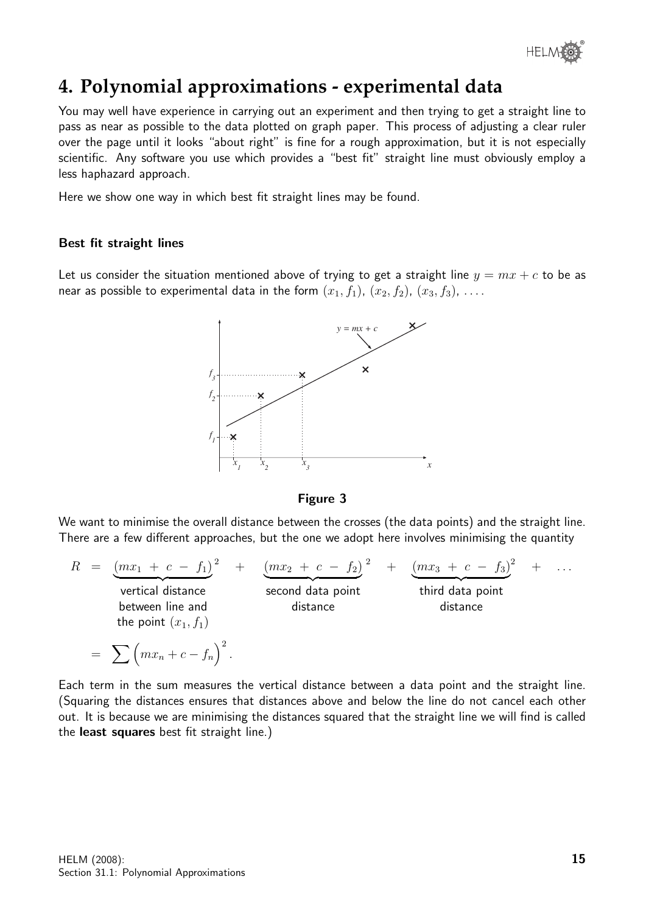# 4. Polynomial approximations - experimental data

You may well have experience in carrying out an experiment and then trying to get a straight line to pass as near as possible to the data plotted on graph paper. This process of adjusting a clear ruler over the page until it looks "about right" is fine for a rough approximation, but it is not especially scientific. Any software you use which provides a "best fit" straight line must obviously employ a less haphazard approach.

Here we show one way in which best fit straight lines may be found.

### Best fit straight lines

Let us consider the situation mentioned above of trying to get a straight line $y = mx + c$ to be as near as possible to experimental data in the form $(x_1, f_1)$, $(x_2, f_2)$, $(x_3, f_3)$, $\ldots$.

**Figure 3**

We want to minimise the overall distance between the crosses (the data points) and the straight line. There are a few different approaches, but the one we adopt here involves minimising the quantity

$$R = \underbrace{(mx_1 + c - f_1)}_{\substack{\text{vertical distance} \\ \text{between line and} \\ \text{the point } (x_1, f_1)}}^2 + \underbrace{(mx_2 + c - f_2)}_{\substack{\text{second data point} \\ \text{distance}}}^2 + \underbrace{(mx_3 + c - f_3)}_{\substack{\text{third data point} \\ \text{distance}}}^2 + \ldots$$

$$= \sum \Big( mx_n + c - f_n \Big)^2.$$

Each term in the sum measures the vertical distance between a data point and the straight line. (Squaring the distances ensures that distances above and below the line do not cancel each other out. It is because we are minimising the distances squared that the straight line we will find is called the **least squares** best fit straight line.)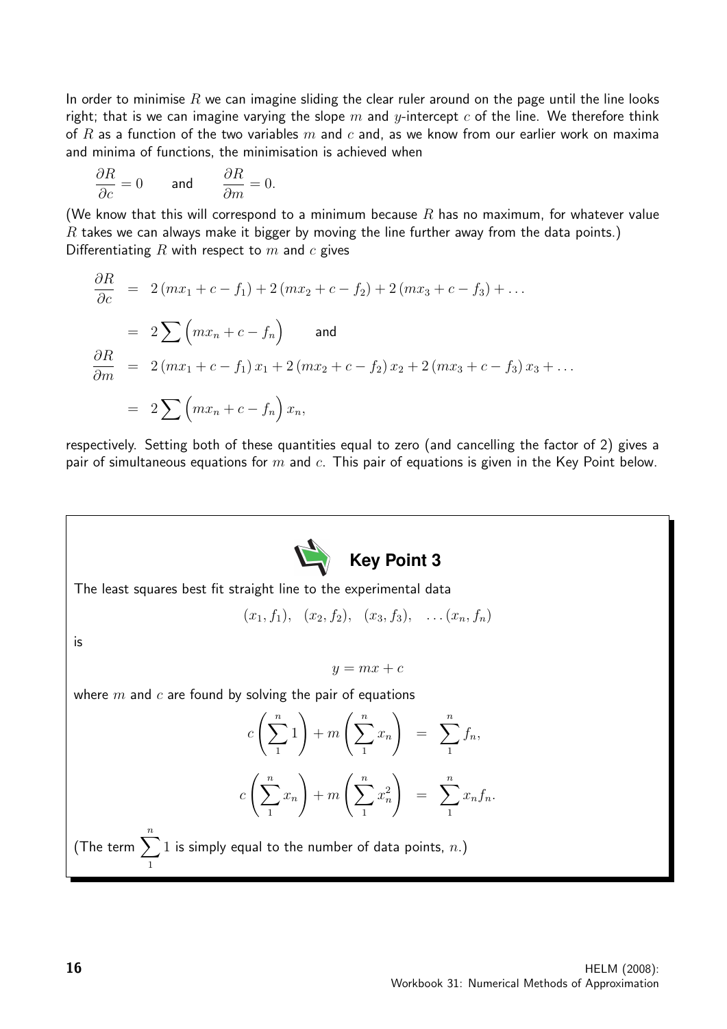In order to minimise $R$ we can imagine sliding the clear ruler around on the page until the line looks right; that is we can imagine varying the slope $m$ and $y$-intercept $c$ of the line. We therefore think of $R$ as a function of the two variables $m$ and $c$ and, as we know from our earlier work on maxima and minima of functions, the minimisation is achieved when

$$\frac{\partial R}{\partial c} = 0 \qquad \text{and} \qquad \frac{\partial R}{\partial m} = 0.$$

(We know that this will correspond to a minimum because $R$ has no maximum, for whatever value $R$ takes we can always make it bigger by moving the line further away from the data points.)
Differentiating $R$ with respect to $m$ and $c$ gives

$$\begin{aligned}
\frac{\partial R}{\partial c} &= 2\left(mx_1 + c - f_1\right) + 2\left(mx_2 + c - f_2\right) + 2\left(mx_3 + c - f_3\right) + \ldots \\
&= 2\sum \Big(mx_n + c - f_n\Big) \qquad \text{and} \\
\frac{\partial R}{\partial m} &= 2\left(mx_1 + c - f_1\right)x_1 + 2\left(mx_2 + c - f_2\right)x_2 + 2\left(mx_3 + c - f_3\right)x_3 + \ldots \\
&= 2\sum \Big(mx_n + c - f_n\Big)x_n,
\end{aligned}$$

respectively. Setting both of these quantities equal to zero (and cancelling the factor of 2) gives a pair of simultaneous equations for $m$ and $c$. This pair of equations is given in the Key Point below.

**Key Point 3**

The least squares best fit straight line to the experimental data

$$(x_1, f_1), \quad (x_2, f_2), \quad (x_3, f_3), \quad \ldots (x_n, f_n)$$

is

$$y = mx + c$$

where $m$ and $c$ are found by solving the pair of equations

$$\begin{aligned}
c\left(\sum_1^n 1\right) + m\left(\sum_1^n x_n\right) &= \sum_1^n f_n, \\
c\left(\sum_1^n x_n\right) + m\left(\sum_1^n x_n^2\right) &= \sum_1^n x_n f_n.
\end{aligned}$$

(The term $\sum\limits_1^n 1$ is simply equal to the number of data points, $n$.)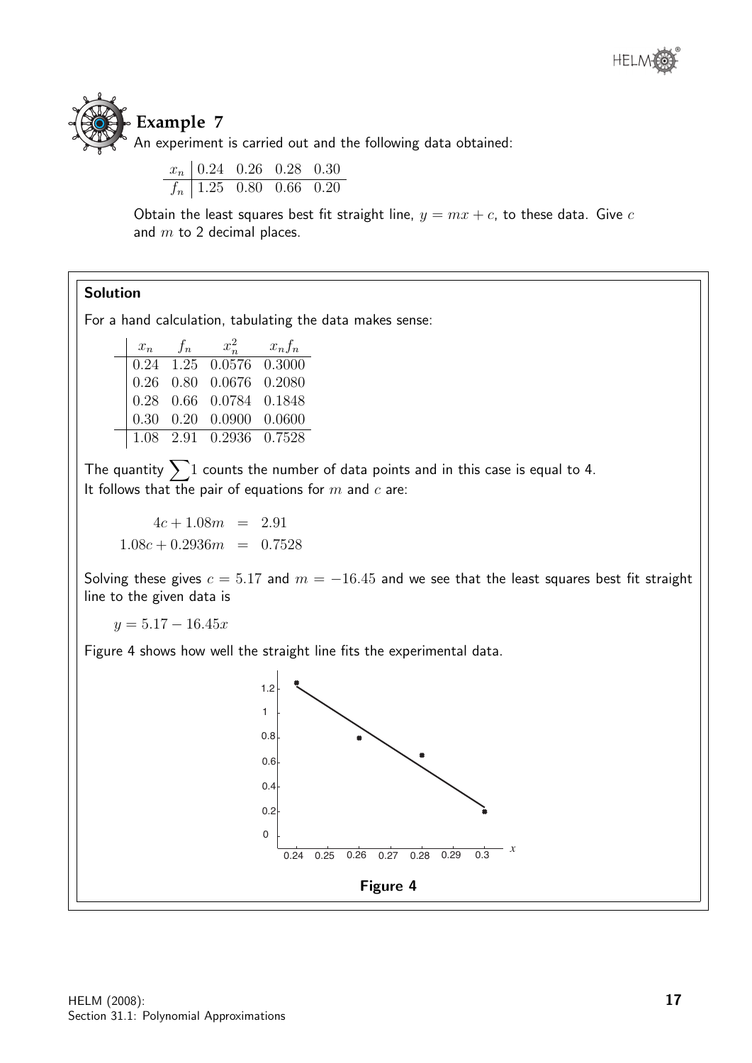## Example 7

An experiment is carried out and the following data obtained:

| $x_n$ | 0.24 | 0.26 | 0.28 | 0.30 |
|---|---|---|---|---|
| $f_n$ | 1.25 | 0.80 | 0.66 | 0.20 |

Obtain the least squares best fit straight line, $y = mx + c$, to these data. Give $c$ and $m$ to 2 decimal places.

### Solution

For a hand calculation, tabulating the data makes sense:

| $x_n$ | $f_n$ | $x_n^2$ | $x_n f_n$ |
|---|---|---|---|
| 0.24 | 1.25 | 0.0576 | 0.3000 |
| 0.26 | 0.80 | 0.0676 | 0.2080 |
| 0.28 | 0.66 | 0.0784 | 0.1848 |
| 0.30 | 0.20 | 0.0900 | 0.0600 |
| 1.08 | 2.91 | 0.2936 | 0.7528 |

The quantity $\sum 1$ counts the number of data points and in this case is equal to 4.
It follows that the pair of equations for $m$ and $c$ are:

$$\begin{aligned} 4c + 1.08m &= 2.91 \\ 1.08c + 0.2936m &= 0.7528 \end{aligned}$$

Solving these gives $c = 5.17$ and $m = -16.45$ and we see that the least squares best fit straight line to the given data is

$$y = 5.17 - 16.45x$$

Figure 4 shows how well the straight line fits the experimental data.

**Figure 4**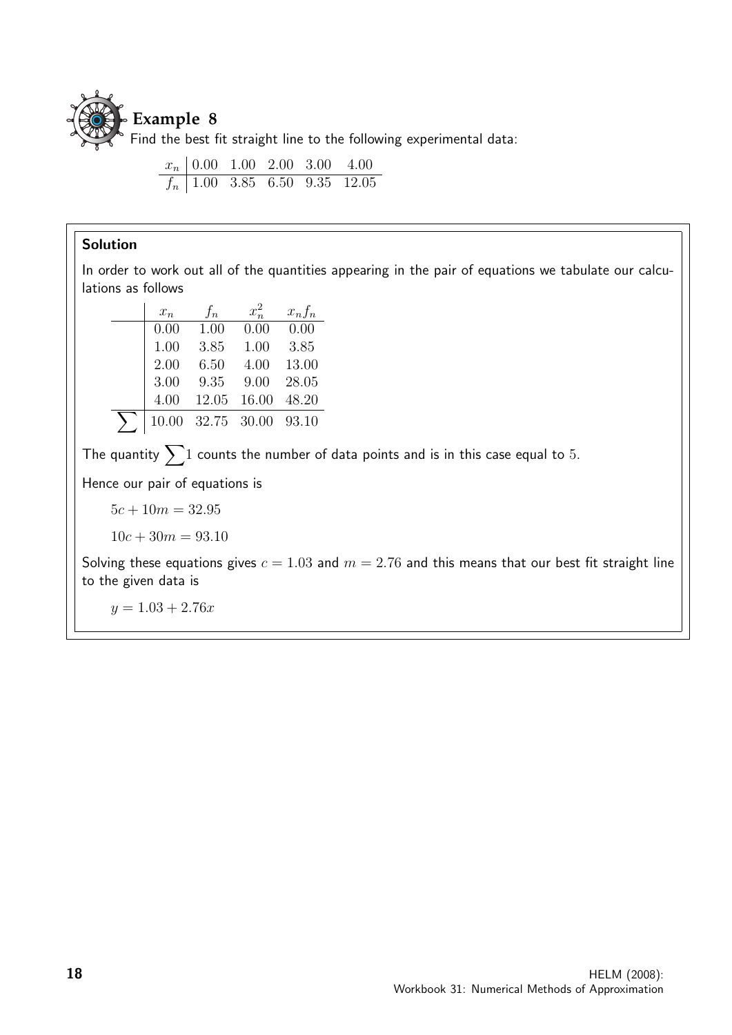## Example 8

Find the best fit straight line to the following experimental data:

| $x_n$ | 0.00 | 1.00 | 2.00 | 3.00 | 4.00 |
|---|---|---|---|---|---|
| $f_n$ | 1.00 | 3.85 | 6.50 | 9.35 | 12.05 |

**Solution**

In order to work out all of the quantities appearing in the pair of equations we tabulate our calculations as follows

| | $x_n$ | $f_n$ | $x_n^2$ | $x_n f_n$ |
|---|---|---|---|---|
| | 0.00 | 1.00 | 0.00 | 0.00 |
| | 1.00 | 3.85 | 1.00 | 3.85 |
| | 2.00 | 6.50 | 4.00 | 13.00 |
| | 3.00 | 9.35 | 9.00 | 28.05 |
| | 4.00 | 12.05 | 16.00 | 48.20 |
| $\sum$ | 10.00 | 32.75 | 30.00 | 93.10 |

The quantity $\sum 1$ counts the number of data points and is in this case equal to $5$.

Hence our pair of equations is

$$5c + 10m = 32.95$$

$$10c + 30m = 93.10$$

Solving these equations gives $c = 1.03$ and $m = 2.76$ and this means that our best fit straight line to the given data is

$$y = 1.03 + 2.76x$$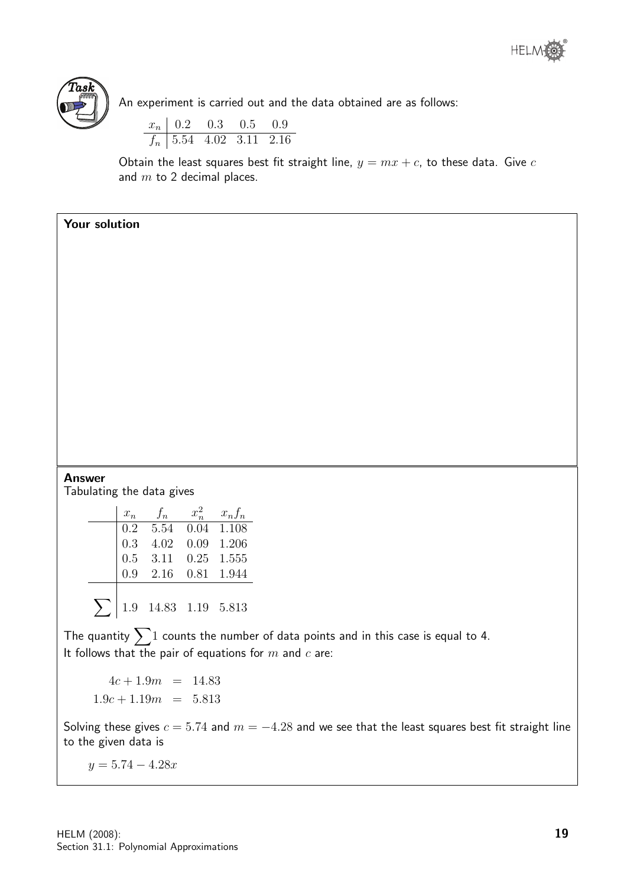**Task**

An experiment is carried out and the data obtained are as follows:

| $x_n$ | 0.2 | 0.3 | 0.5 | 0.9 |
|---|---|---|---|---|
| $f_n$ | 5.54 | 4.02 | 3.11 | 2.16 |

Obtain the least squares best fit straight line, $y = mx + c$, to these data. Give $c$ and $m$ to 2 decimal places.

**Your solution**

**Answer**

Tabulating the data gives

| | $x_n$ | $f_n$ | $x_n^2$ | $x_n f_n$ |
|---|---|---|---|---|
| | 0.2 | 5.54 | 0.04 | 1.108 |
| | 0.3 | 4.02 | 0.09 | 1.206 |
| | 0.5 | 3.11 | 0.25 | 1.555 |
| | 0.9 | 2.16 | 0.81 | 1.944 |
| $\sum$ | 1.9 | 14.83 | 1.19 | 5.813 |

The quantity $\sum 1$ counts the number of data points and in this case is equal to 4.
It follows that the pair of equations for $m$ and $c$ are:

$$
\begin{aligned}
4c + 1.9m &= 14.83 \\
1.9c + 1.19m &= 5.813
\end{aligned}
$$

Solving these gives $c = 5.74$ and $m = -4.28$ and we see that the least squares best fit straight line to the given data is

$$y = 5.74 - 4.28x$$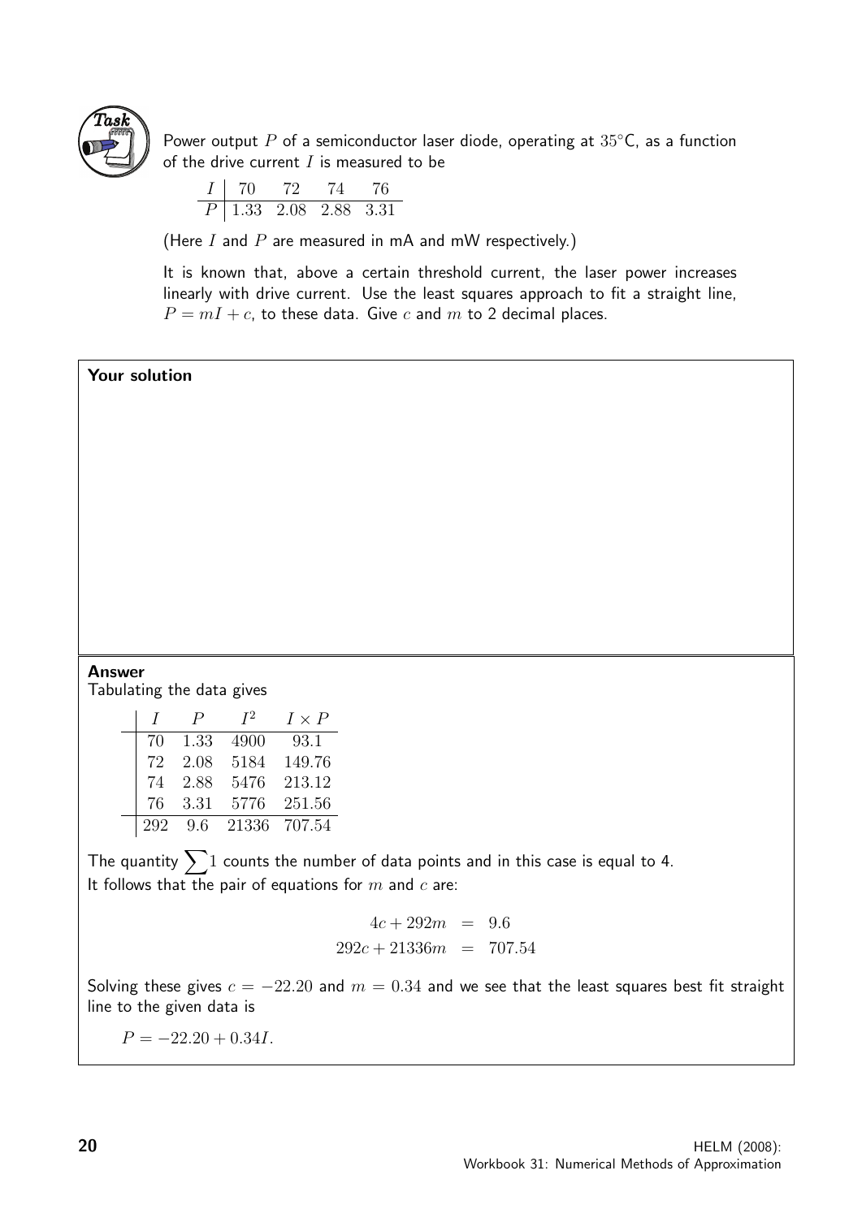**Task**

Power output $P$ of a semiconductor laser diode, operating at $35^\circ$C, as a function of the drive current $I$ is measured to be

| $I$ | 70 | 72 | 74 | 76 |
|---|---|---|---|---|
| $P$ | 1.33 | 2.08 | 2.88 | 3.31 |

(Here $I$ and $P$ are measured in mA and mW respectively.)

It is known that, above a certain threshold current, the laser power increases linearly with drive current. Use the least squares approach to fit a straight line, $P = mI + c$, to these data. Give $c$ and $m$ to 2 decimal places.

**Your solution**

**Answer**

Tabulating the data gives

| $I$ | $P$ | $I^2$ | $I \times P$ |
|---|---|---|---|
| 70 | 1.33 | 4900 | 93.1 |
| 72 | 2.08 | 5184 | 149.76 |
| 74 | 2.88 | 5476 | 213.12 |
| 76 | 3.31 | 5776 | 251.56 |
| 292 | 9.6 | 21336 | 707.54 |

The quantity $\sum 1$ counts the number of data points and in this case is equal to 4.
It follows that the pair of equations for $m$ and $c$ are:

$$
\begin{aligned}
4c + 292m &= 9.6 \\
292c + 21336m &= 707.54
\end{aligned}
$$

Solving these gives $c = -22.20$ and $m = 0.34$ and we see that the least squares best fit straight line to the given data is

$P = -22.20 + 0.34I.$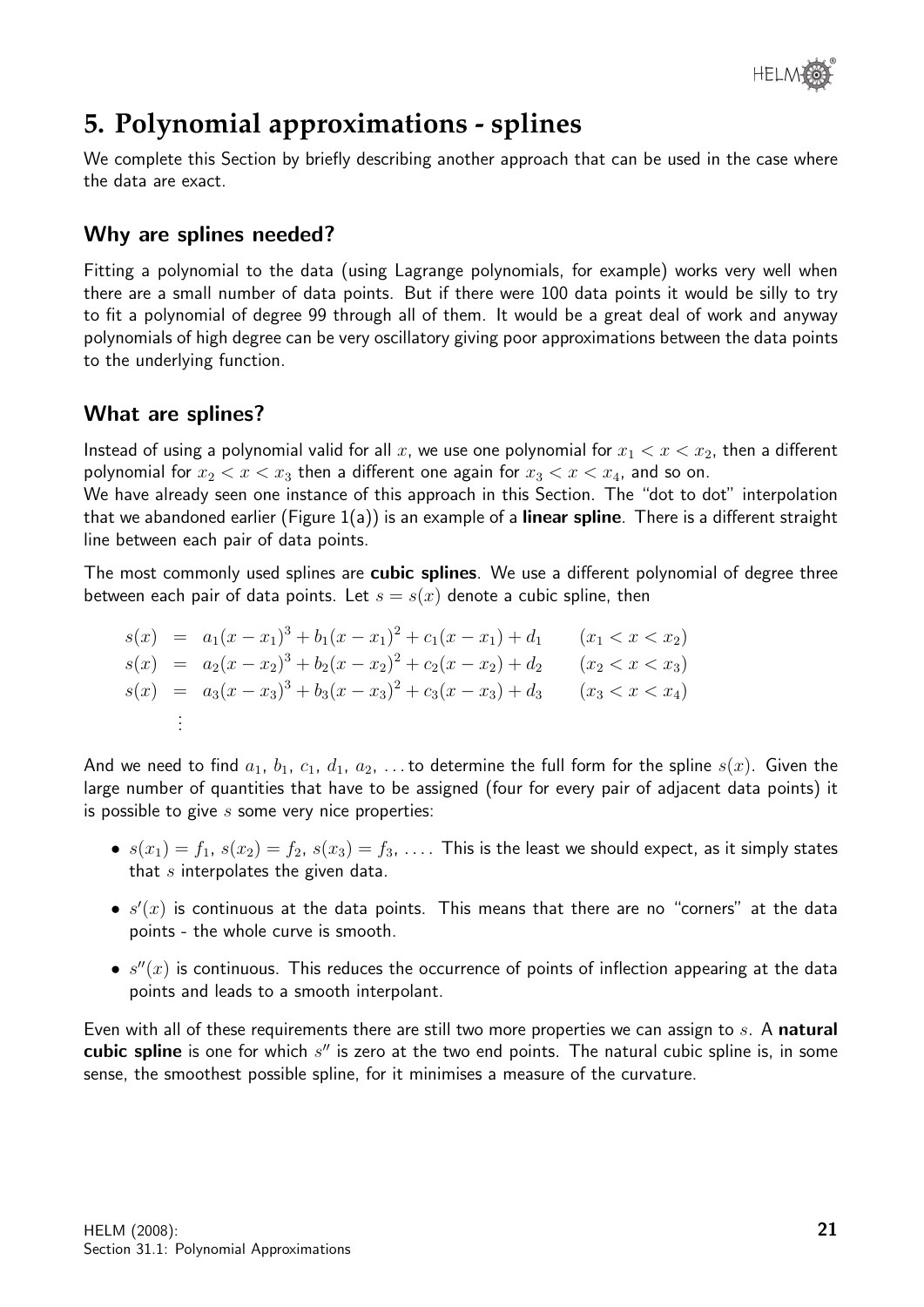# 5. Polynomial approximations - splines

We complete this Section by briefly describing another approach that can be used in the case where the data are exact.

## Why are splines needed?

Fitting a polynomial to the data (using Lagrange polynomials, for example) works very well when there are a small number of data points. But if there were 100 data points it would be silly to try to fit a polynomial of degree 99 through all of them. It would be a great deal of work and anyway polynomials of high degree can be very oscillatory giving poor approximations between the data points to the underlying function.

## What are splines?

Instead of using a polynomial valid for all $x$, we use one polynomial for $x_1 < x < x_2$, then a different polynomial for $x_2 < x < x_3$ then a different one again for $x_3 < x < x_4$, and so on.

We have already seen one instance of this approach in this Section. The "dot to dot" interpolation that we abandoned earlier (Figure 1(a)) is an example of a **linear spline**. There is a different straight line between each pair of data points.

The most commonly used splines are **cubic splines**. We use a different polynomial of degree three between each pair of data points. Let $s = s(x)$ denote a cubic spline, then

$$
\begin{aligned}
s(x) &= a_1(x-x_1)^3 + b_1(x-x_1)^2 + c_1(x-x_1) + d_1 \qquad (x_1 < x < x_2) \\
s(x) &= a_2(x-x_2)^3 + b_2(x-x_2)^2 + c_2(x-x_2) + d_2 \qquad (x_2 < x < x_3) \\
s(x) &= a_3(x-x_3)^3 + b_3(x-x_3)^2 + c_3(x-x_3) + d_3 \qquad (x_3 < x < x_4) \\
&\;\;\vdots
\end{aligned}
$$

And we need to find $a_1$, $b_1$, $c_1$, $d_1$, $a_2$, ... to determine the full form for the spline $s(x)$. Given the large number of quantities that have to be assigned (four for every pair of adjacent data points) it is possible to give $s$ some very nice properties:

- $s(x_1) = f_1$, $s(x_2) = f_2$, $s(x_3) = f_3$, .... This is the least we should expect, as it simply states that $s$ interpolates the given data.
- $s'(x)$ is continuous at the data points. This means that there are no "corners" at the data points - the whole curve is smooth.
- $s''(x)$ is continuous. This reduces the occurrence of points of inflection appearing at the data points and leads to a smooth interpolant.

Even with all of these requirements there are still two more properties we can assign to $s$. A **natural cubic spline** is one for which $s''$ is zero at the two end points. The natural cubic spline is, in some sense, the smoothest possible spline, for it minimises a measure of the curvature.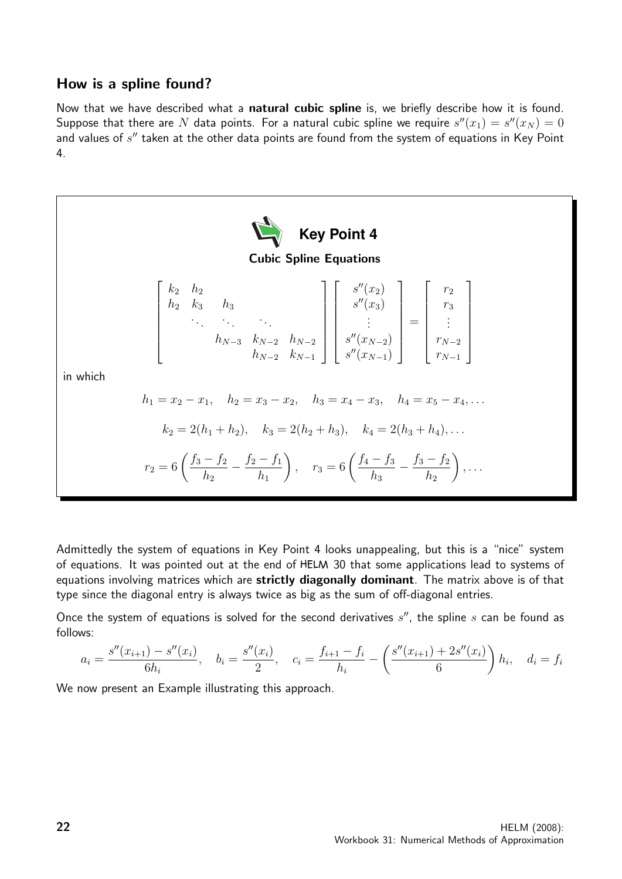## How is a spline found?

Now that we have described what a **natural cubic spline** is, we briefly describe how it is found. Suppose that there are $N$ data points. For a natural cubic spline we require $s''(x_1) = s''(x_N) = 0$ and values of $s''$ taken at the other data points are found from the system of equations in Key Point 4.

**Key Point 4**

**Cubic Spline Equations**

$$
\begin{bmatrix}
k_2 & h_2 & & & \\
h_2 & k_3 & h_3 & & \\
 & \ddots & \ddots & \ddots & \\
 & & h_{N-3} & k_{N-2} & h_{N-2} \\
 & & & h_{N-2} & k_{N-1}
\end{bmatrix}
\begin{bmatrix}
s''(x_2) \\ s''(x_3) \\ \vdots \\ s''(x_{N-2}) \\ s''(x_{N-1})
\end{bmatrix}
=
\begin{bmatrix}
r_2 \\ r_3 \\ \vdots \\ r_{N-2} \\ r_{N-1}
\end{bmatrix}
$$

in which

$$h_1 = x_2 - x_1, \quad h_2 = x_3 - x_2, \quad h_3 = x_4 - x_3, \quad h_4 = x_5 - x_4, \ldots$$

$$k_2 = 2(h_1 + h_2), \quad k_3 = 2(h_2 + h_3), \quad k_4 = 2(h_3 + h_4), \ldots$$

$$r_2 = 6\left(\frac{f_3 - f_2}{h_2} - \frac{f_2 - f_1}{h_1}\right), \quad r_3 = 6\left(\frac{f_4 - f_3}{h_3} - \frac{f_3 - f_2}{h_2}\right), \ldots$$

Admittedly the system of equations in Key Point 4 looks unappealing, but this is a "nice" system of equations. It was pointed out at the end of HELM 30 that some applications lead to systems of equations involving matrices which are **strictly diagonally dominant**. The matrix above is of that type since the diagonal entry is always twice as big as the sum of off-diagonal entries.

Once the system of equations is solved for the second derivatives $s''$, the spline $s$ can be found as follows:

$$a_i = \frac{s''(x_{i+1}) - s''(x_i)}{6h_i}, \quad b_i = \frac{s''(x_i)}{2}, \quad c_i = \frac{f_{i+1} - f_i}{h_i} - \left(\frac{s''(x_{i+1}) + 2s''(x_i)}{6}\right)h_i, \quad d_i = f_i$$

We now present an Example illustrating this approach.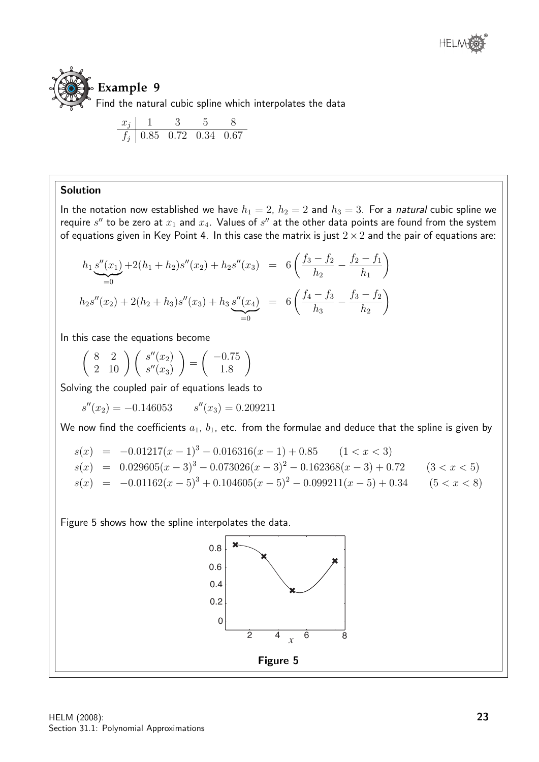## Example 9

Find the natural cubic spline which interpolates the data

| $x_j$ | 1 | 3 | 5 | 8 |
|---|---|---|---|---|
| $f_j$ | 0.85 | 0.72 | 0.34 | 0.67 |

**Solution**

In the notation now established we have $h_1 = 2$, $h_2 = 2$ and $h_3 = 3$. For a *natural* cubic spline we require $s''$ to be zero at $x_1$ and $x_4$. Values of $s''$ at the other data points are found from the system of equations given in Key Point 4. In this case the matrix is just $2 \times 2$ and the pair of equations are:

$$h_1 \underbrace{s''(x_1)}_{=0} + 2(h_1 + h_2)s''(x_2) + h_2 s''(x_3) = 6\left(\frac{f_3 - f_2}{h_2} - \frac{f_2 - f_1}{h_1}\right)$$

$$h_2 s''(x_2) + 2(h_2 + h_3)s''(x_3) + h_3 \underbrace{s''(x_4)}_{=0} = 6\left(\frac{f_4 - f_3}{h_3} - \frac{f_3 - f_2}{h_2}\right)$$

In this case the equations become

$$\begin{pmatrix} 8 & 2 \\ 2 & 10 \end{pmatrix} \begin{pmatrix} s''(x_2) \\ s''(x_3) \end{pmatrix} = \begin{pmatrix} -0.75 \\ 1.8 \end{pmatrix}$$

Solving the coupled pair of equations leads to

$$s''(x_2) = -0.146053 \qquad s''(x_3) = 0.209211$$

We now find the coefficients $a_1$, $b_1$, etc. from the formulae and deduce that the spline is given by

$$\begin{aligned}
s(x) &= -0.01217(x-1)^3 - 0.016316(x-1) + 0.85 \qquad (1 < x < 3) \\
s(x) &= 0.029605(x-3)^3 - 0.073026(x-3)^2 - 0.162368(x-3) + 0.72 \qquad (3 < x < 5) \\
s(x) &= -0.01162(x-5)^3 + 0.104605(x-5)^2 - 0.099211(x-5) + 0.34 \qquad (5 < x < 8)
\end{aligned}$$

Figure 5 shows how the spline interpolates the data.

**Figure 5**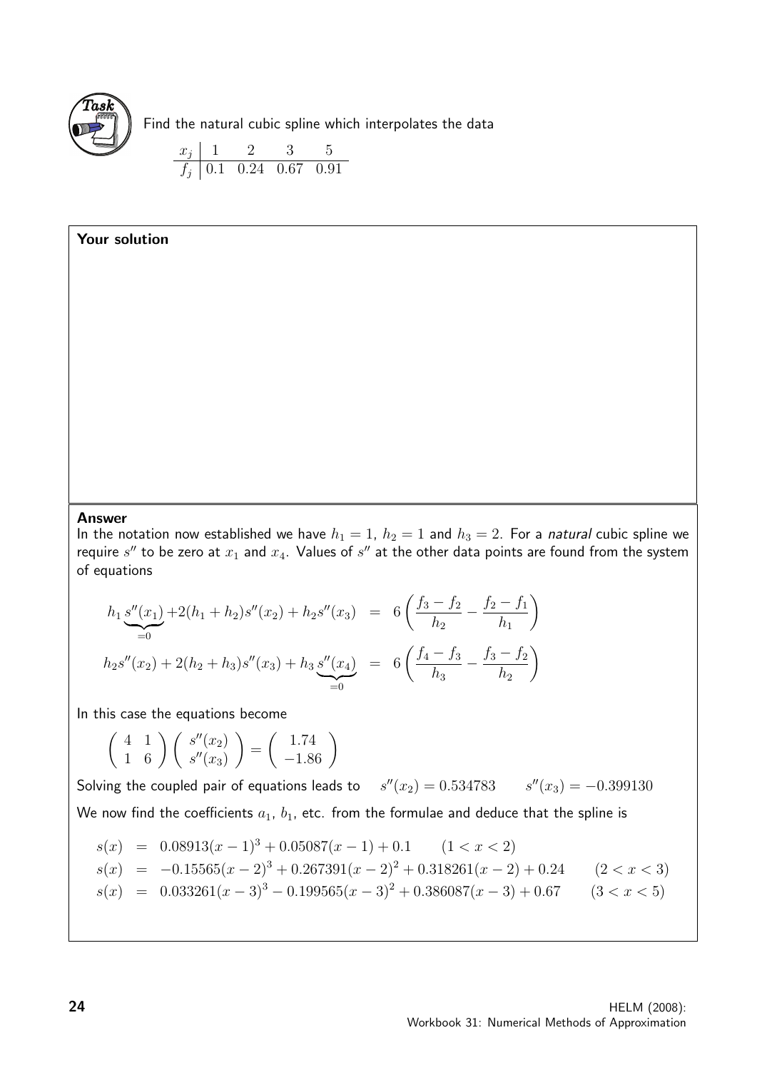**Task**

Find the natural cubic spline which interpolates the data

| $x_j$ | 1 | 2 | 3 | 5 |
|---|---|---|---|---|
| $f_j$ | 0.1 | 0.24 | 0.67 | 0.91 |

**Your solution**

**Answer**

In the notation now established we have $h_1 = 1$, $h_2 = 1$ and $h_3 = 2$. For a *natural* cubic spline we require $s''$ to be zero at $x_1$ and $x_4$. Values of $s''$ at the other data points are found from the system of equations

$$h_1 \underbrace{s''(x_1)}_{=0} + 2(h_1 + h_2)s''(x_2) + h_2 s''(x_3) = 6\left(\frac{f_3 - f_2}{h_2} - \frac{f_2 - f_1}{h_1}\right)$$

$$h_2 s''(x_2) + 2(h_2 + h_3)s''(x_3) + h_3 \underbrace{s''(x_4)}_{=0} = 6\left(\frac{f_4 - f_3}{h_3} - \frac{f_3 - f_2}{h_2}\right)$$

In this case the equations become

$$\begin{pmatrix} 4 & 1 \\ 1 & 6 \end{pmatrix} \begin{pmatrix} s''(x_2) \\ s''(x_3) \end{pmatrix} = \begin{pmatrix} 1.74 \\ -1.86 \end{pmatrix}$$

Solving the coupled pair of equations leads to $\quad s''(x_2) = 0.534783 \qquad s''(x_3) = -0.399130$

We now find the coefficients $a_1$, $b_1$, etc. from the formulae and deduce that the spline is

$$\begin{aligned}
s(x) &= 0.08913(x-1)^3 + 0.05087(x-1) + 0.1 \qquad (1 < x < 2) \\
s(x) &= -0.15565(x-2)^3 + 0.267391(x-2)^2 + 0.318261(x-2) + 0.24 \qquad (2 < x < 3) \\
s(x) &= 0.033261(x-3)^3 - 0.199565(x-3)^2 + 0.386087(x-3) + 0.67 \qquad (3 < x < 5)
\end{aligned}$$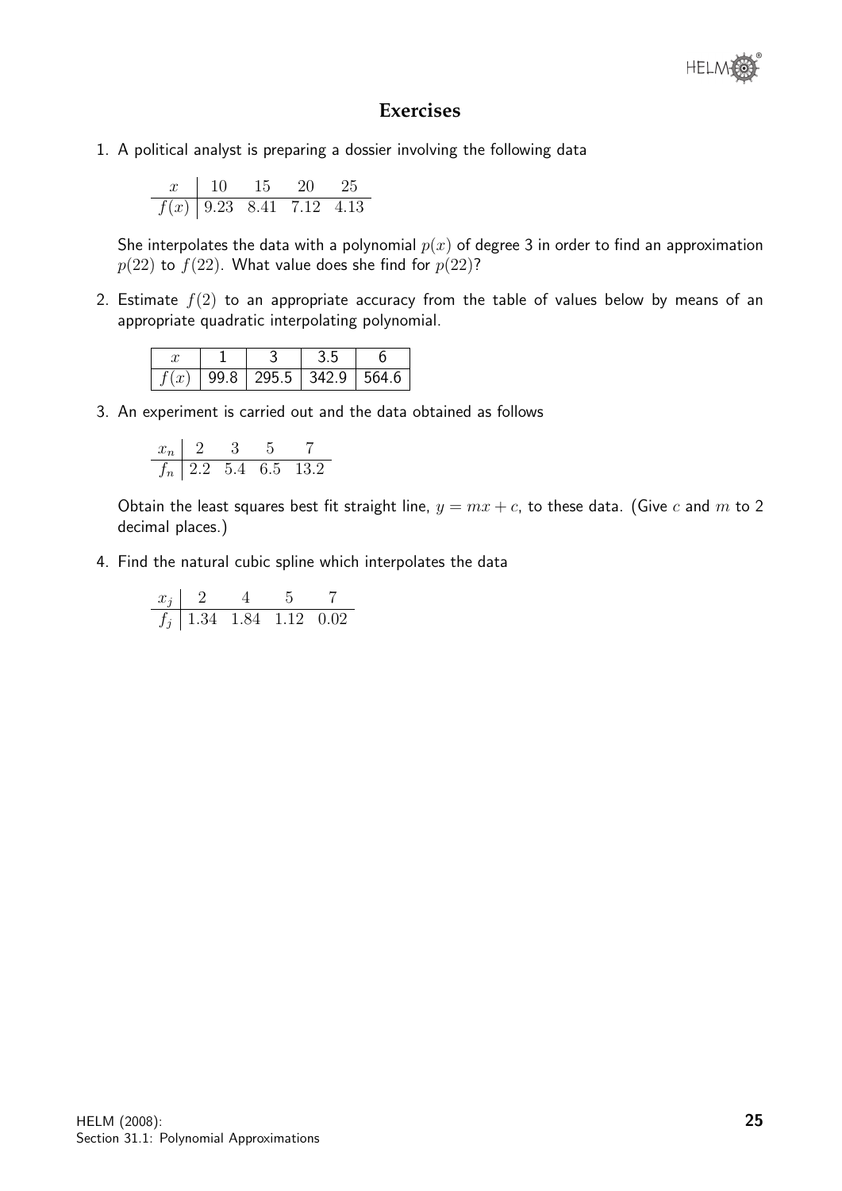## Exercises

1. A political analyst is preparing a dossier involving the following data

| $x$ | 10 | 15 | 20 | 25 |
|---|---|---|---|---|
| $f(x)$ | 9.23 | 8.41 | 7.12 | 4.13 |

She interpolates the data with a polynomial $p(x)$ of degree 3 in order to find an approximation $p(22)$ to $f(22)$. What value does she find for $p(22)$?

2. Estimate $f(2)$ to an appropriate accuracy from the table of values below by means of an appropriate quadratic interpolating polynomial.

| $x$ | 1 | 3 | 3.5 | 6 |
|---|---|---|---|---|
| $f(x)$ | 99.8 | 295.5 | 342.9 | 564.6 |

3. An experiment is carried out and the data obtained as follows

| $x_n$ | 2 | 3 | 5 | 7 |
|---|---|---|---|---|
| $f_n$ | 2.2 | 5.4 | 6.5 | 13.2 |

Obtain the least squares best fit straight line, $y = mx + c$, to these data. (Give $c$ and $m$ to 2 decimal places.)

4. Find the natural cubic spline which interpolates the data

| $x_j$ | 2 | 4 | 5 | 7 |
|---|---|---|---|---|
| $f_j$ | 1.34 | 1.84 | 1.12 | 0.02 |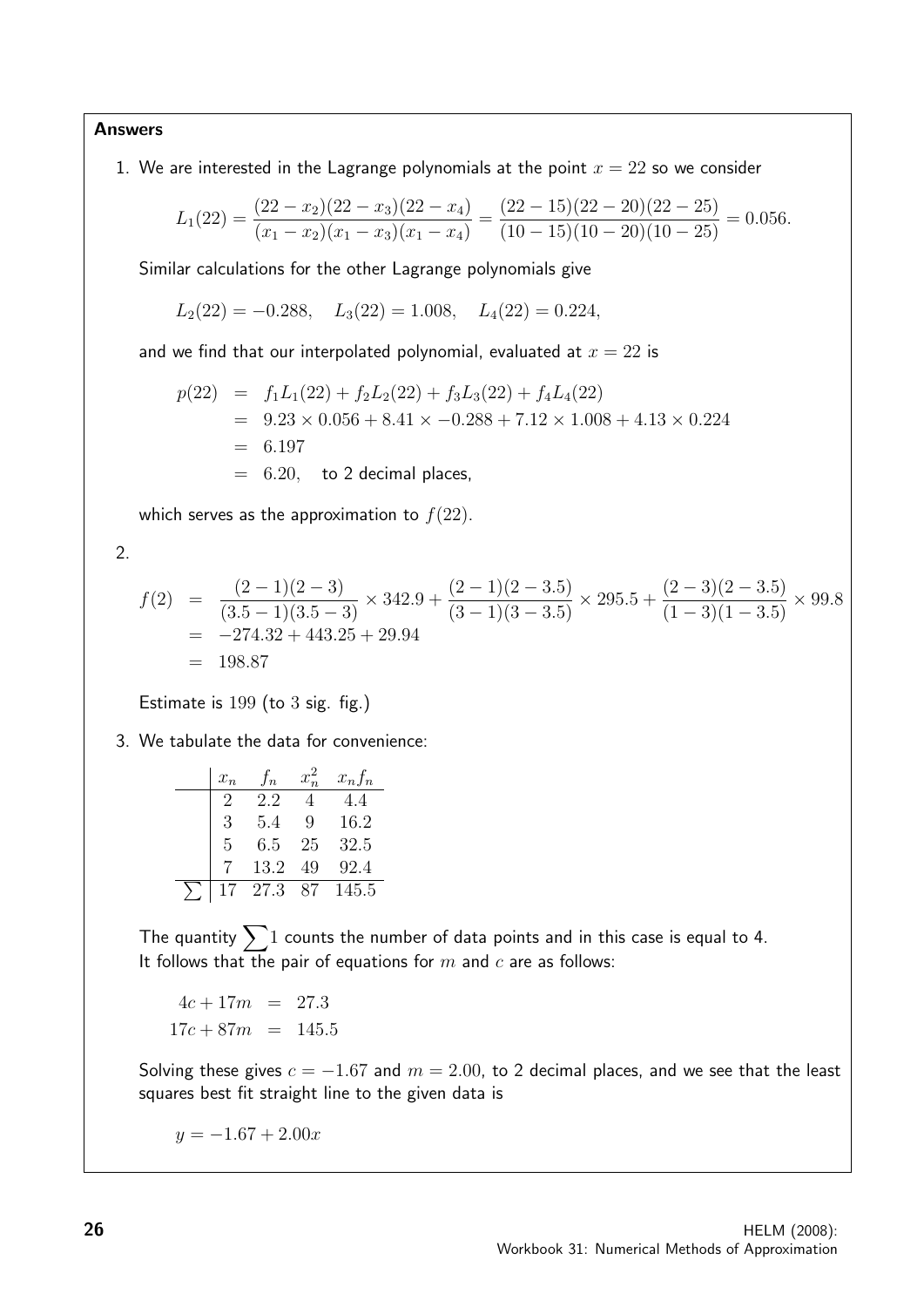**Answers**

1. We are interested in the Lagrange polynomials at the point $x = 22$ so we consider

$$L_1(22) = \frac{(22-x_2)(22-x_3)(22-x_4)}{(x_1-x_2)(x_1-x_3)(x_1-x_4)} = \frac{(22-15)(22-20)(22-25)}{(10-15)(10-20)(10-25)} = 0.056.$$

Similar calculations for the other Lagrange polynomials give

$$L_2(22) = -0.288, \quad L_3(22) = 1.008, \quad L_4(22) = 0.224,$$

and we find that our interpolated polynomial, evaluated at $x = 22$ is

$$\begin{aligned}
p(22) &= f_1L_1(22) + f_2L_2(22) + f_3L_3(22) + f_4L_4(22) \\
&= 9.23 \times 0.056 + 8.41 \times -0.288 + 7.12 \times 1.008 + 4.13 \times 0.224 \\
&= 6.197 \\
&= 6.20, \quad \text{to 2 decimal places,}
\end{aligned}$$

which serves as the approximation to $f(22)$.

2.

$$\begin{aligned}
f(2) &= \frac{(2-1)(2-3)}{(3.5-1)(3.5-3)} \times 342.9 + \frac{(2-1)(2-3.5)}{(3-1)(3-3.5)} \times 295.5 + \frac{(2-3)(2-3.5)}{(1-3)(1-3.5)} \times 99.8 \\
&= -274.32 + 443.25 + 29.94 \\
&= 198.87
\end{aligned}$$

Estimate is 199 (to 3 sig. fig.)

3. We tabulate the data for convenience:

| | $x_n$ | $f_n$ | $x_n^2$ | $x_nf_n$ |
|---|---|---|---|---|
| | 2 | 2.2 | 4 | 4.4 |
| | 3 | 5.4 | 9 | 16.2 |
| | 5 | 6.5 | 25 | 32.5 |
| | 7 | 13.2 | 49 | 92.4 |
| $\sum$ | 17 | 27.3 | 87 | 145.5 |

The quantity $\sum 1$ counts the number of data points and in this case is equal to 4.
It follows that the pair of equations for $m$ and $c$ are as follows:

$$\begin{aligned}
4c + 17m &= 27.3 \\
17c + 87m &= 145.5
\end{aligned}$$

Solving these gives $c = -1.67$ and $m = 2.00$, to 2 decimal places, and we see that the least squares best fit straight line to the given data is

$$y = -1.67 + 2.00x$$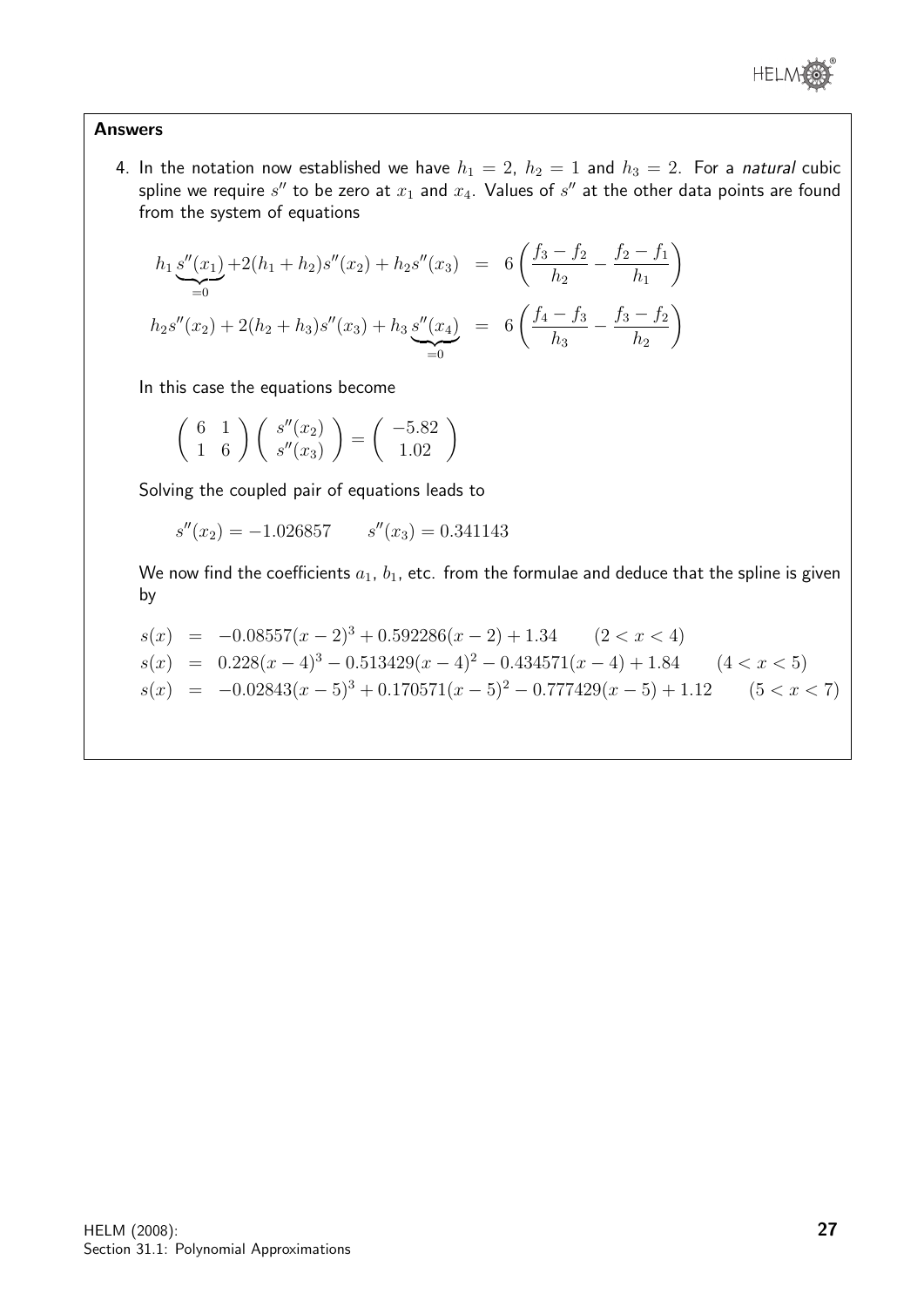## Answers

4. In the notation now established we have $h_1 = 2$, $h_2 = 1$ and $h_3 = 2$. For a *natural* cubic spline we require $s''$ to be zero at $x_1$ and $x_4$. Values of $s''$ at the other data points are found from the system of equations

$$
\begin{aligned}
h_1 \underbrace{s''(x_1)}_{=0} + 2(h_1 + h_2)s''(x_2) + h_2 s''(x_3) &= 6\left(\frac{f_3 - f_2}{h_2} - \frac{f_2 - f_1}{h_1}\right) \\
h_2 s''(x_2) + 2(h_2 + h_3)s''(x_3) + h_3 \underbrace{s''(x_4)}_{=0} &= 6\left(\frac{f_4 - f_3}{h_3} - \frac{f_3 - f_2}{h_2}\right)
\end{aligned}
$$

In this case the equations become

$$
\left(\begin{array}{cc} 6 & 1 \\ 1 & 6 \end{array}\right)\left(\begin{array}{c} s''(x_2) \\ s''(x_3) \end{array}\right) = \left(\begin{array}{c} -5.82 \\ 1.02 \end{array}\right)
$$

Solving the coupled pair of equations leads to

$$
s''(x_2) = -1.026857 \qquad s''(x_3) = 0.341143
$$

We now find the coefficients $a_1$, $b_1$, etc. from the formulae and deduce that the spline is given by

$$
\begin{aligned}
s(x) &= -0.08557(x-2)^3 + 0.592286(x-2) + 1.34 \qquad (2 < x < 4) \\
s(x) &= 0.228(x-4)^3 - 0.513429(x-4)^2 - 0.434571(x-4) + 1.84 \qquad (4 < x < 5) \\
s(x) &= -0.02843(x-5)^3 + 0.170571(x-5)^2 - 0.777429(x-5) + 1.12 \qquad (5 < x < 7)
\end{aligned}
$$